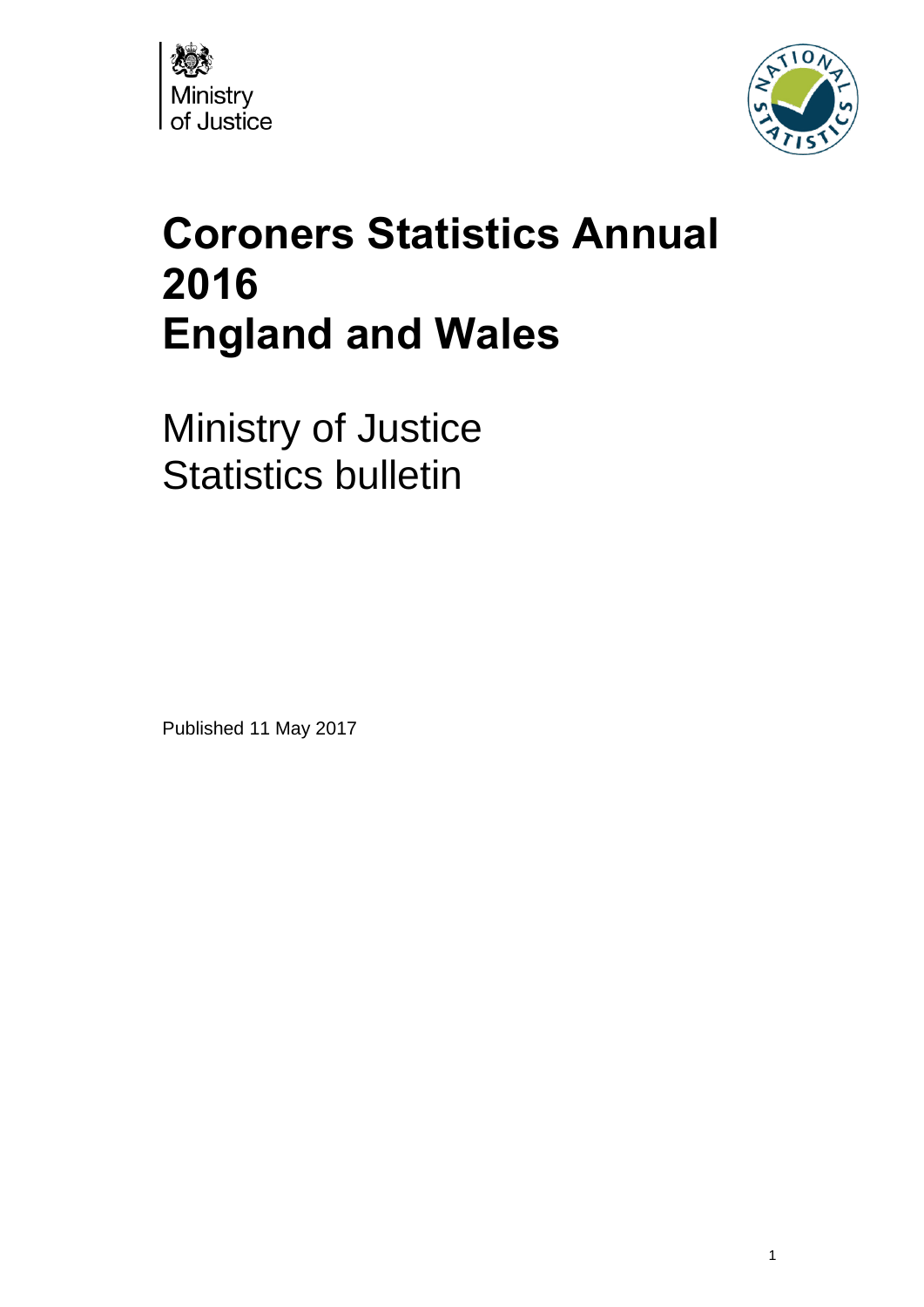# Coroners Statistics Annual 2016
# England and Wales

Ministry of Justice
Statistics bulletin

Published 11 May 2017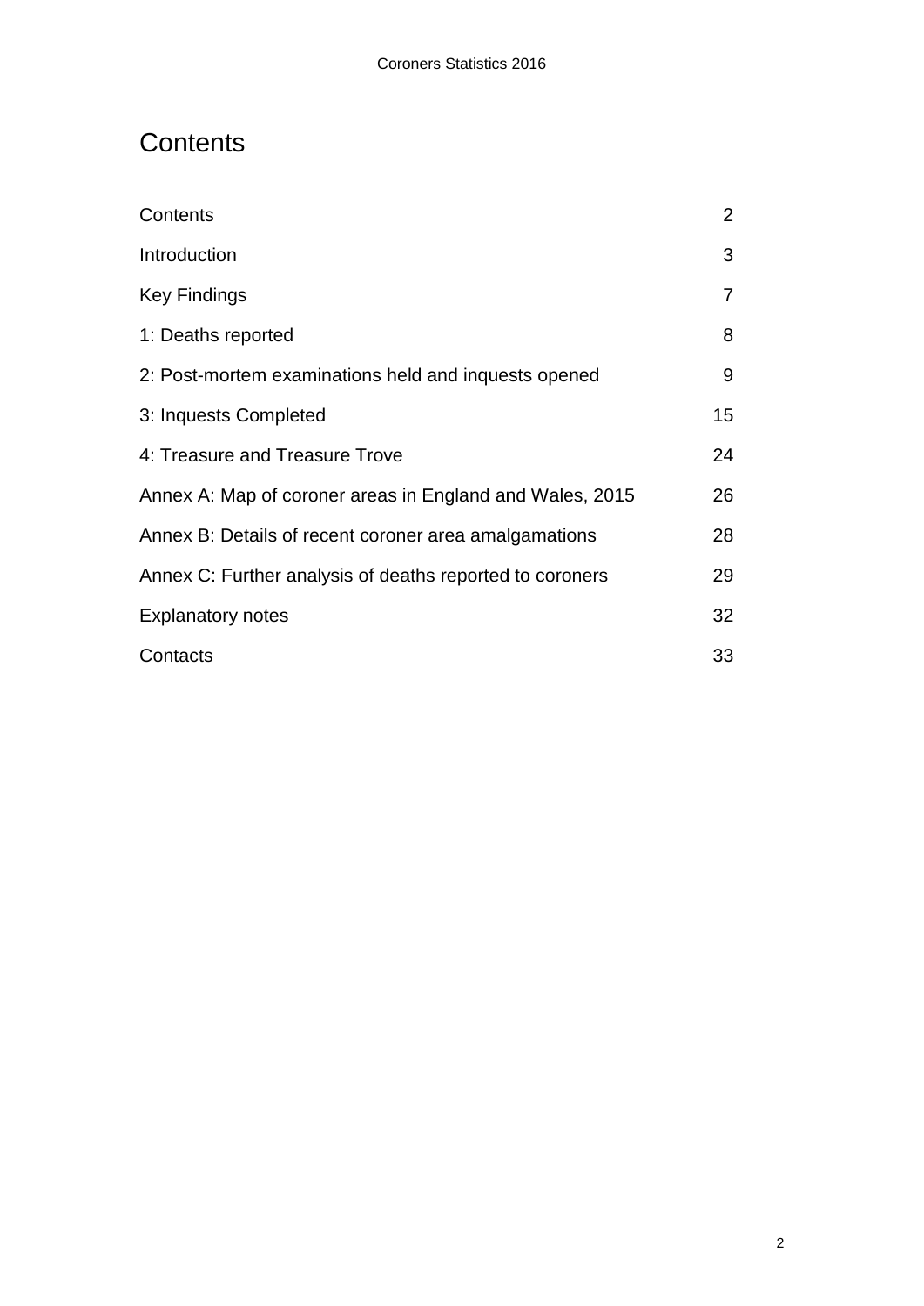# Contents

| | |
|---|---|
| Contents | 2 |
| Introduction | 3 |
| Key Findings | 7 |
| 1: Deaths reported | 8 |
| 2: Post-mortem examinations held and inquests opened | 9 |
| 3: Inquests Completed | 15 |
| 4: Treasure and Treasure Trove | 24 |
| Annex A: Map of coroner areas in England and Wales, 2015 | 26 |
| Annex B: Details of recent coroner area amalgamations | 28 |
| Annex C: Further analysis of deaths reported to coroners | 29 |
| Explanatory notes | 32 |
| Contacts | 33 |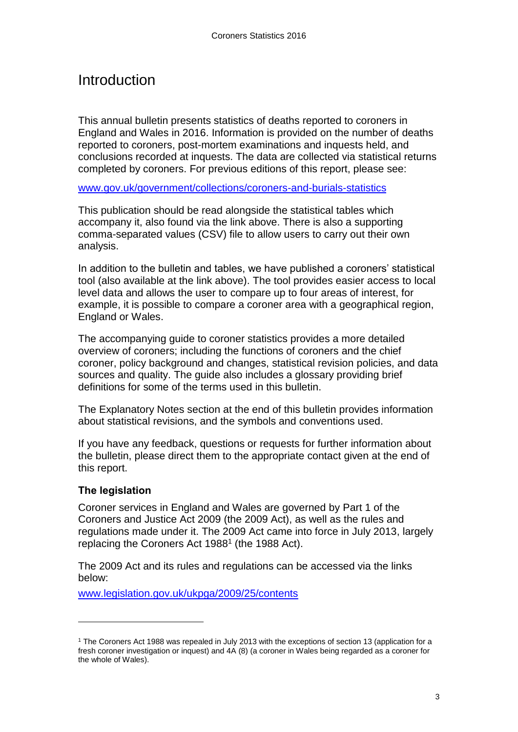# Introduction

This annual bulletin presents statistics of deaths reported to coroners in England and Wales in 2016. Information is provided on the number of deaths reported to coroners, post-mortem examinations and inquests held, and conclusions recorded at inquests. The data are collected via statistical returns completed by coroners. For previous editions of this report, please see:

www.gov.uk/government/collections/coroners-and-burials-statistics

This publication should be read alongside the statistical tables which accompany it, also found via the link above. There is also a supporting comma-separated values (CSV) file to allow users to carry out their own analysis.

In addition to the bulletin and tables, we have published a coroners' statistical tool (also available at the link above). The tool provides easier access to local level data and allows the user to compare up to four areas of interest, for example, it is possible to compare a coroner area with a geographical region, England or Wales.

The accompanying guide to coroner statistics provides a more detailed overview of coroners; including the functions of coroners and the chief coroner, policy background and changes, statistical revision policies, and data sources and quality. The guide also includes a glossary providing brief definitions for some of the terms used in this bulletin.

The Explanatory Notes section at the end of this bulletin provides information about statistical revisions, and the symbols and conventions used.

If you have any feedback, questions or requests for further information about the bulletin, please direct them to the appropriate contact given at the end of this report.

### The legislation

Coroner services in England and Wales are governed by Part 1 of the Coroners and Justice Act 2009 (the 2009 Act), as well as the rules and regulations made under it. The 2009 Act came into force in July 2013, largely replacing the Coroners Act 1988[1] (the 1988 Act).

The 2009 Act and its rules and regulations can be accessed via the links below:

www.legislation.gov.uk/ukpga/2009/25/contents

---

[1] The Coroners Act 1988 was repealed in July 2013 with the exceptions of section 13 (application for a fresh coroner investigation or inquest) and 4A (8) (a coroner in Wales being regarded as a coroner for the whole of Wales).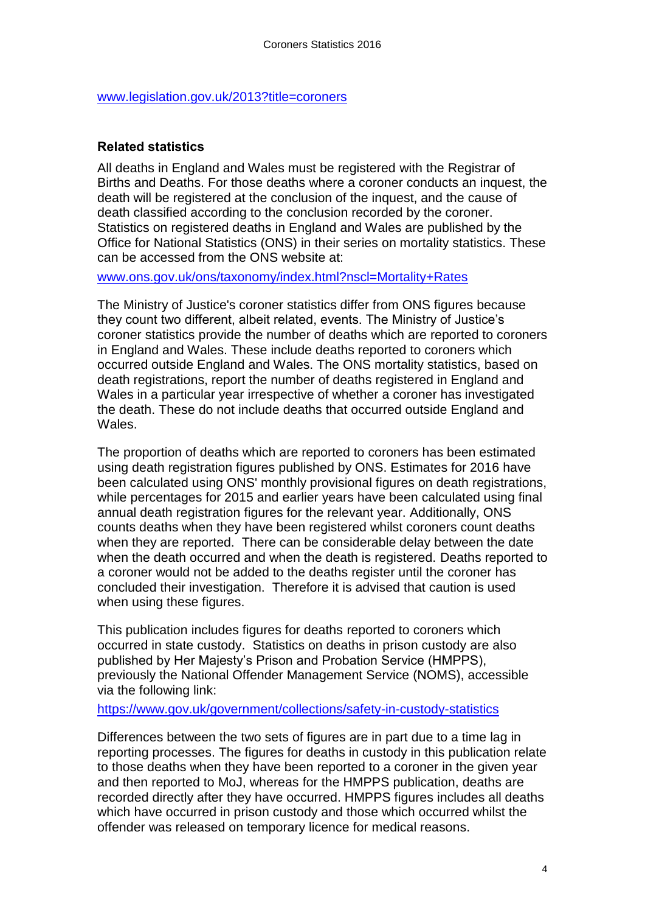www.legislation.gov.uk/2013?title=coroners

### Related statistics

All deaths in England and Wales must be registered with the Registrar of Births and Deaths. For those deaths where a coroner conducts an inquest, the death will be registered at the conclusion of the inquest, and the cause of death classified according to the conclusion recorded by the coroner. Statistics on registered deaths in England and Wales are published by the Office for National Statistics (ONS) in their series on mortality statistics. These can be accessed from the ONS website at:

www.ons.gov.uk/ons/taxonomy/index.html?nscl=Mortality+Rates

The Ministry of Justice's coroner statistics differ from ONS figures because they count two different, albeit related, events. The Ministry of Justice's coroner statistics provide the number of deaths which are reported to coroners in England and Wales. These include deaths reported to coroners which occurred outside England and Wales. The ONS mortality statistics, based on death registrations, report the number of deaths registered in England and Wales in a particular year irrespective of whether a coroner has investigated the death. These do not include deaths that occurred outside England and Wales.

The proportion of deaths which are reported to coroners has been estimated using death registration figures published by ONS. Estimates for 2016 have been calculated using ONS' monthly provisional figures on death registrations, while percentages for 2015 and earlier years have been calculated using final annual death registration figures for the relevant year. Additionally, ONS counts deaths when they have been registered whilst coroners count deaths when they are reported. There can be considerable delay between the date when the death occurred and when the death is registered. Deaths reported to a coroner would not be added to the deaths register until the coroner has concluded their investigation. Therefore it is advised that caution is used when using these figures.

This publication includes figures for deaths reported to coroners which occurred in state custody. Statistics on deaths in prison custody are also published by Her Majesty's Prison and Probation Service (HMPPS), previously the National Offender Management Service (NOMS), accessible via the following link:

https://www.gov.uk/government/collections/safety-in-custody-statistics

Differences between the two sets of figures are in part due to a time lag in reporting processes. The figures for deaths in custody in this publication relate to those deaths when they have been reported to a coroner in the given year and then reported to MoJ, whereas for the HMPPS publication, deaths are recorded directly after they have occurred. HMPPS figures includes all deaths which have occurred in prison custody and those which occurred whilst the offender was released on temporary licence for medical reasons.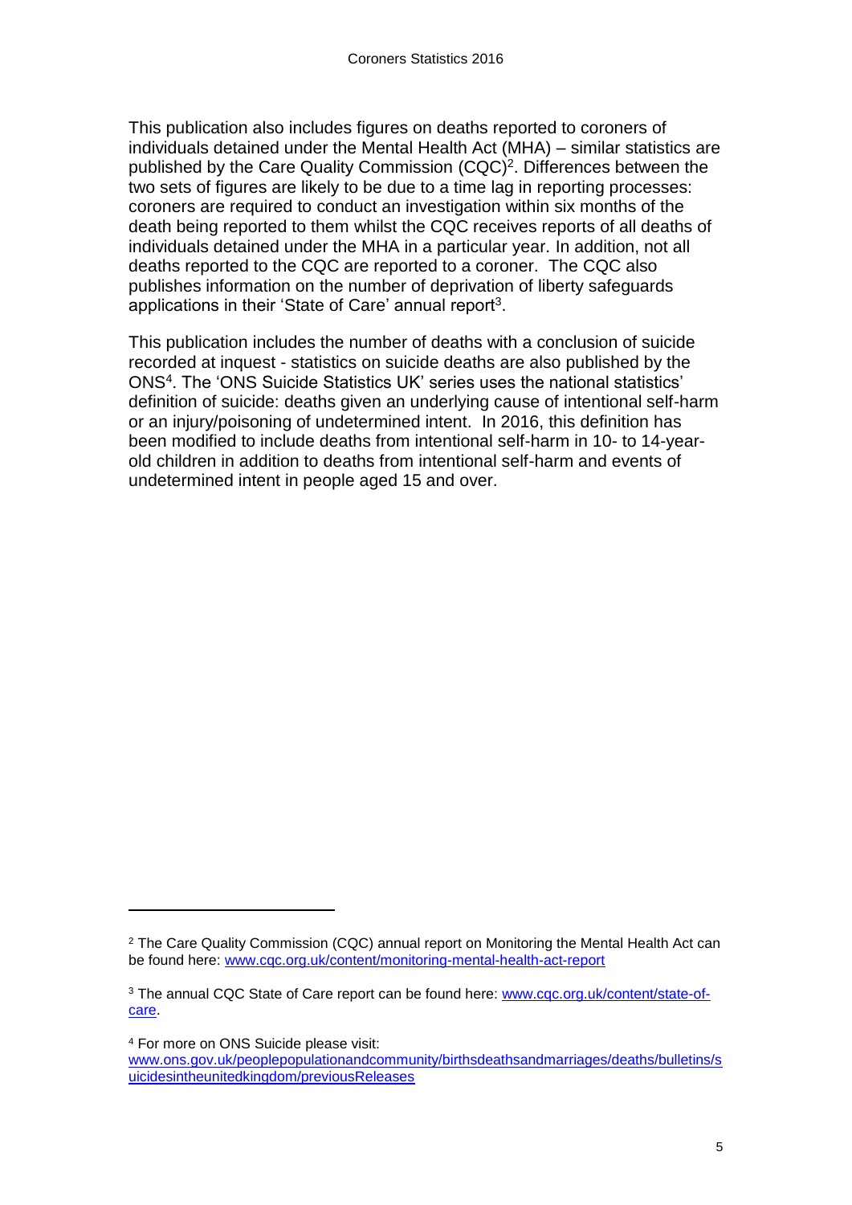This publication also includes figures on deaths reported to coroners of individuals detained under the Mental Health Act (MHA) – similar statistics are published by the Care Quality Commission (CQC)[2]. Differences between the two sets of figures are likely to be due to a time lag in reporting processes: coroners are required to conduct an investigation within six months of the death being reported to them whilst the CQC receives reports of all deaths of individuals detained under the MHA in a particular year. In addition, not all deaths reported to the CQC are reported to a coroner. The CQC also publishes information on the number of deprivation of liberty safeguards applications in their 'State of Care' annual report[3].

This publication includes the number of deaths with a conclusion of suicide recorded at inquest - statistics on suicide deaths are also published by the ONS[4]. The 'ONS Suicide Statistics UK' series uses the national statistics' definition of suicide: deaths given an underlying cause of intentional self-harm or an injury/poisoning of undetermined intent. In 2016, this definition has been modified to include deaths from intentional self-harm in 10- to 14-year-old children in addition to deaths from intentional self-harm and events of undetermined intent in people aged 15 and over.

---

[2] The Care Quality Commission (CQC) annual report on Monitoring the Mental Health Act can be found here: www.cqc.org.uk/content/monitoring-mental-health-act-report

[3] The annual CQC State of Care report can be found here: www.cqc.org.uk/content/state-of-care.

[4] For more on ONS Suicide please visit: www.ons.gov.uk/peoplepopulationandcommunity/birthsdeathsandmarriages/deaths/bulletins/suicidesintheunitedkingdom/previousReleases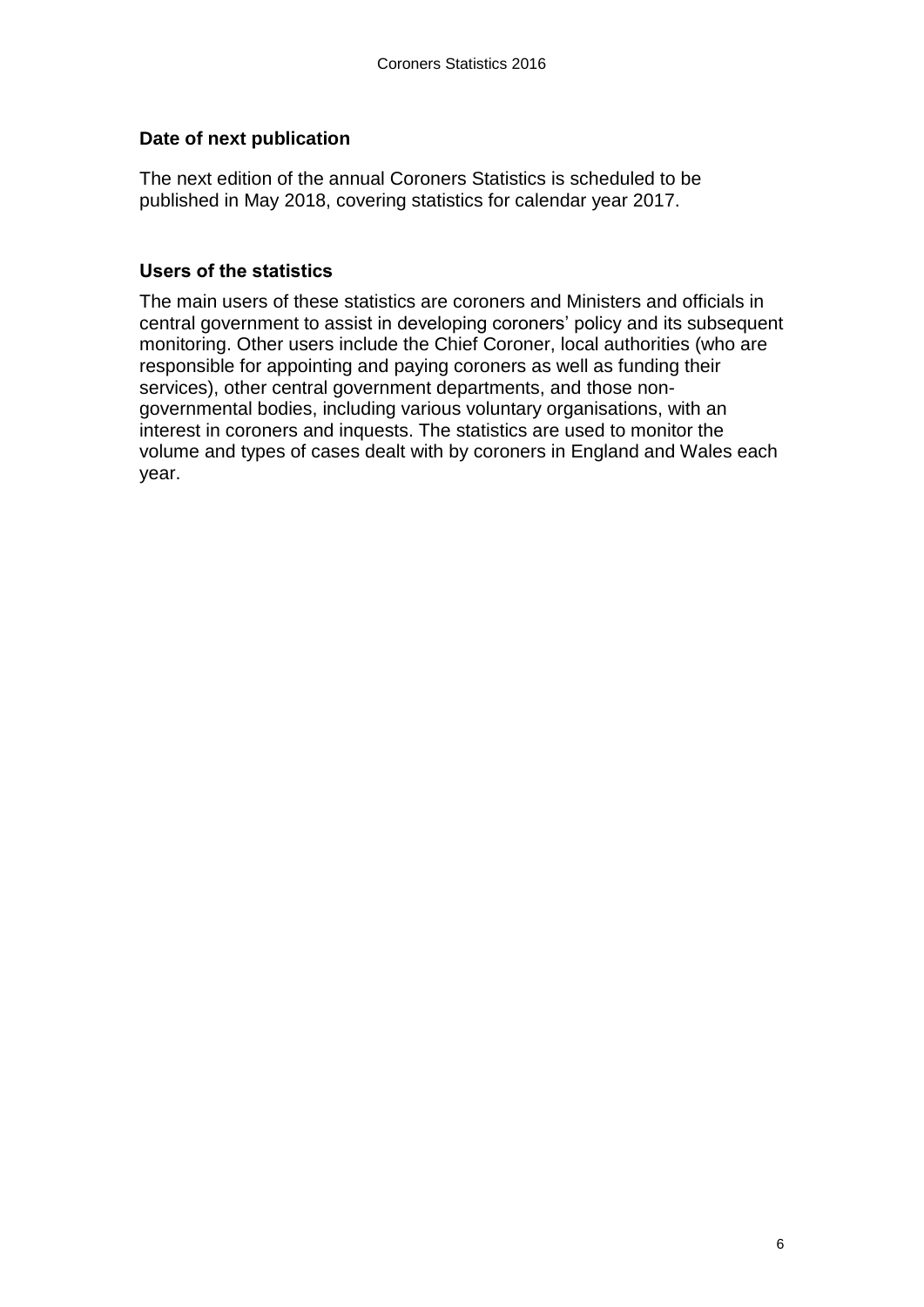## Date of next publication

The next edition of the annual Coroners Statistics is scheduled to be published in May 2018, covering statistics for calendar year 2017.

## Users of the statistics

The main users of these statistics are coroners and Ministers and officials in central government to assist in developing coroners' policy and its subsequent monitoring. Other users include the Chief Coroner, local authorities (who are responsible for appointing and paying coroners as well as funding their services), other central government departments, and those non-governmental bodies, including various voluntary organisations, with an interest in coroners and inquests. The statistics are used to monitor the volume and types of cases dealt with by coroners in England and Wales each year.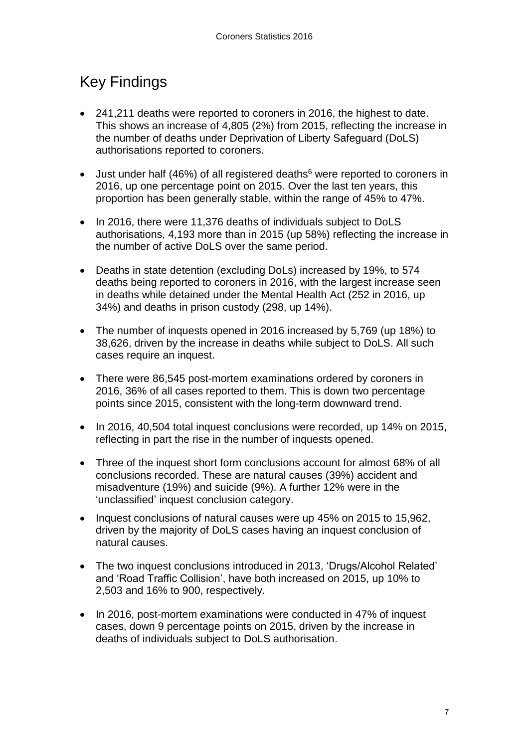## Key Findings

- 241,211 deaths were reported to coroners in 2016, the highest to date. This shows an increase of 4,805 (2%) from 2015, reflecting the increase in the number of deaths under Deprivation of Liberty Safeguard (DoLS) authorisations reported to coroners.
- Just under half (46%) of all registered deaths[6] were reported to coroners in 2016, up one percentage point on 2015. Over the last ten years, this proportion has been generally stable, within the range of 45% to 47%.
- In 2016, there were 11,376 deaths of individuals subject to DoLS authorisations, 4,193 more than in 2015 (up 58%) reflecting the increase in the number of active DoLS over the same period.
- Deaths in state detention (excluding DoLs) increased by 19%, to 574 deaths being reported to coroners in 2016, with the largest increase seen in deaths while detained under the Mental Health Act (252 in 2016, up 34%) and deaths in prison custody (298, up 14%).
- The number of inquests opened in 2016 increased by 5,769 (up 18%) to 38,626, driven by the increase in deaths while subject to DoLS. All such cases require an inquest.
- There were 86,545 post-mortem examinations ordered by coroners in 2016, 36% of all cases reported to them. This is down two percentage points since 2015, consistent with the long-term downward trend.
- In 2016, 40,504 total inquest conclusions were recorded, up 14% on 2015, reflecting in part the rise in the number of inquests opened.
- Three of the inquest short form conclusions account for almost 68% of all conclusions recorded. These are natural causes (39%) accident and misadventure (19%) and suicide (9%). A further 12% were in the 'unclassified' inquest conclusion category.
- Inquest conclusions of natural causes were up 45% on 2015 to 15,962, driven by the majority of DoLS cases having an inquest conclusion of natural causes.
- The two inquest conclusions introduced in 2013, 'Drugs/Alcohol Related' and 'Road Traffic Collision', have both increased on 2015, up 10% to 2,503 and 16% to 900, respectively.
- In 2016, post-mortem examinations were conducted in 47% of inquest cases, down 9 percentage points on 2015, driven by the increase in deaths of individuals subject to DoLS authorisation.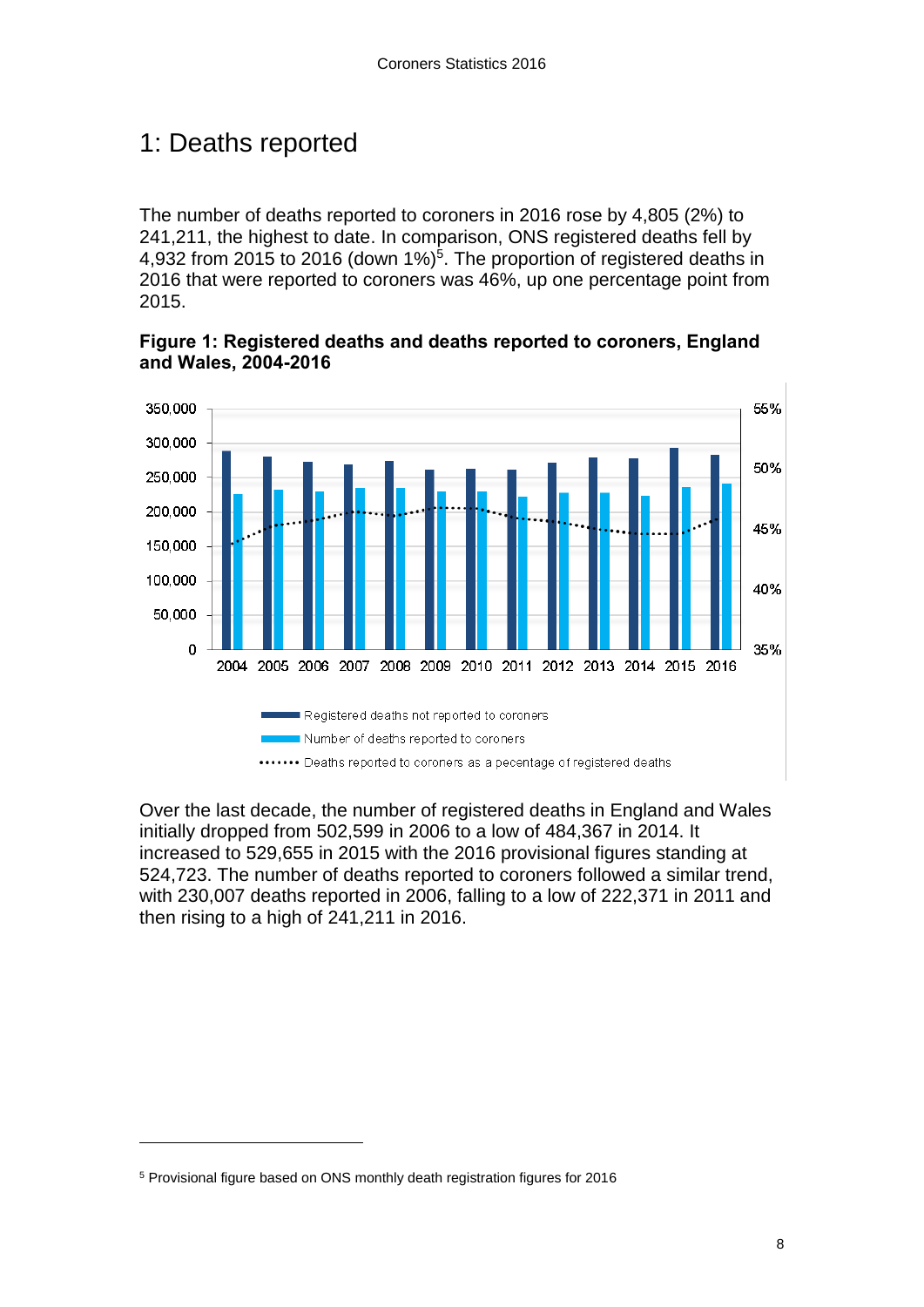# 1: Deaths reported

The number of deaths reported to coroners in 2016 rose by 4,805 (2%) to 241,211, the highest to date. In comparison, ONS registered deaths fell by 4,932 from 2015 to 2016 (down 1%)[5]. The proportion of registered deaths in 2016 that were reported to coroners was 46%, up one percentage point from 2015.

**Figure 1: Registered deaths and deaths reported to coroners, England and Wales, 2004-2016**

Over the last decade, the number of registered deaths in England and Wales initially dropped from 502,599 in 2006 to a low of 484,367 in 2014. It increased to 529,655 in 2015 with the 2016 provisional figures standing at 524,723. The number of deaths reported to coroners followed a similar trend, with 230,007 deaths reported in 2006, falling to a low of 222,371 in 2011 and then rising to a high of 241,211 in 2016.

---

[5] Provisional figure based on ONS monthly death registration figures for 2016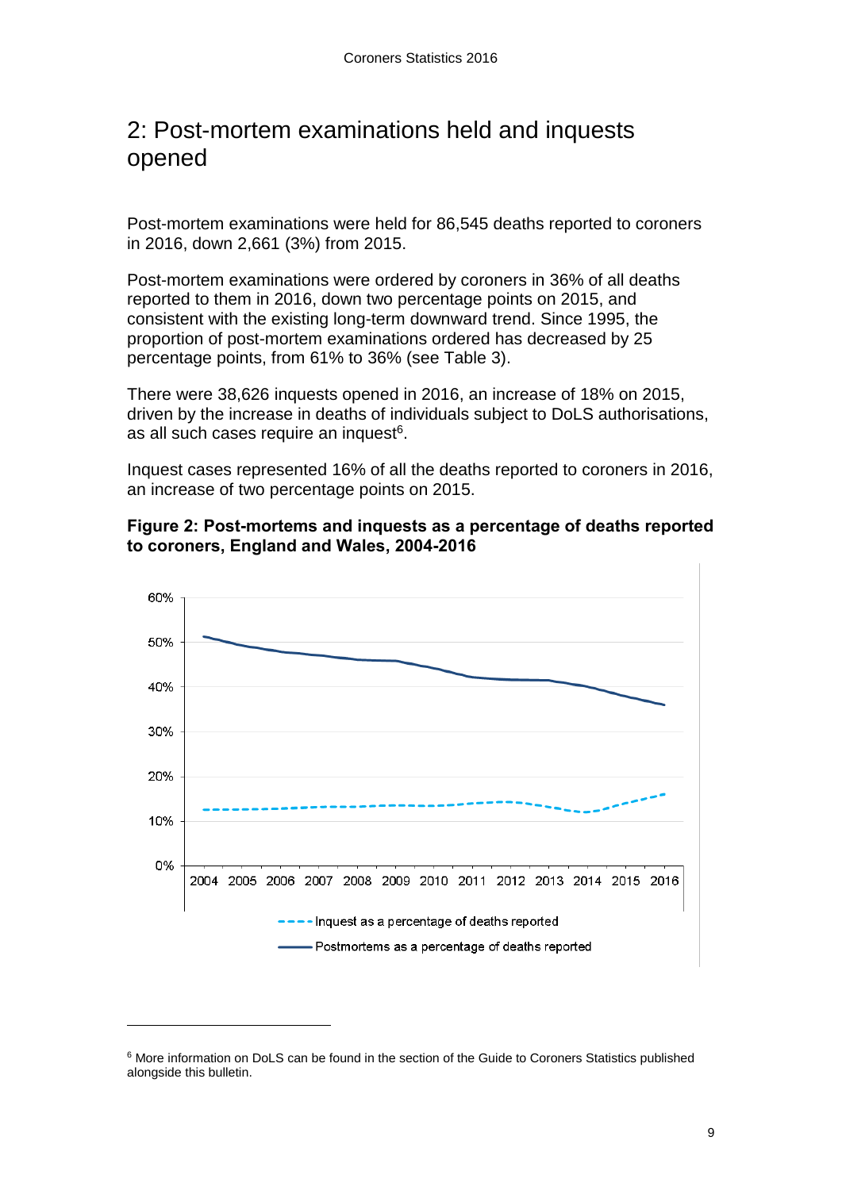## 2: Post-mortem examinations held and inquests opened

Post-mortem examinations were held for 86,545 deaths reported to coroners in 2016, down 2,661 (3%) from 2015.

Post-mortem examinations were ordered by coroners in 36% of all deaths reported to them in 2016, down two percentage points on 2015, and consistent with the existing long-term downward trend. Since 1995, the proportion of post-mortem examinations ordered has decreased by 25 percentage points, from 61% to 36% (see Table 3).

There were 38,626 inquests opened in 2016, an increase of 18% on 2015, driven by the increase in deaths of individuals subject to DoLS authorisations, as all such cases require an inquest[6].

Inquest cases represented 16% of all the deaths reported to coroners in 2016, an increase of two percentage points on 2015.

**Figure 2: Post-mortems and inquests as a percentage of deaths reported to coroners, England and Wales, 2004-2016**

[6] More information on DoLS can be found in the section of the Guide to Coroners Statistics published alongside this bulletin.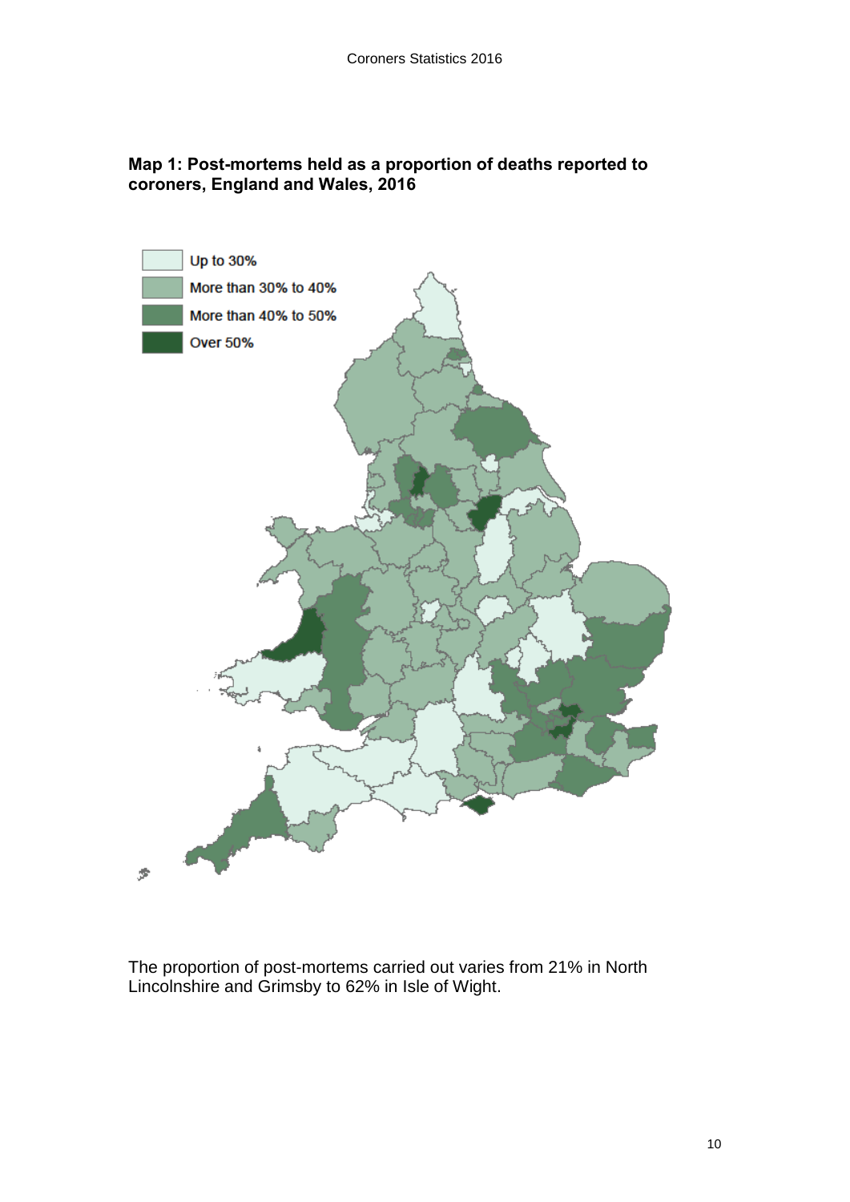**Map 1: Post-mortems held as a proportion of deaths reported to coroners, England and Wales, 2016**

The proportion of post-mortems carried out varies from 21% in North Lincolnshire and Grimsby to 62% in Isle of Wight.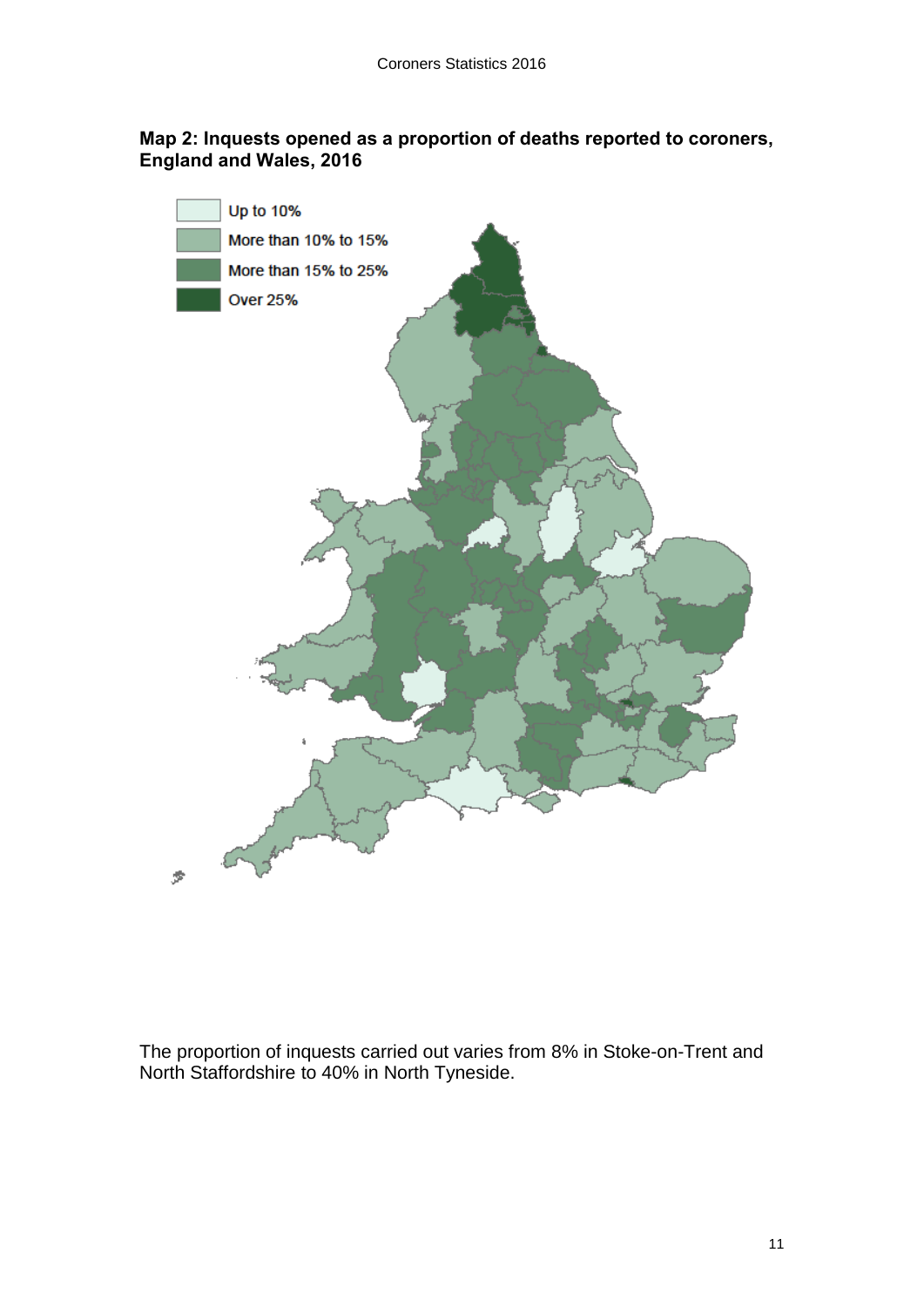**Map 2: Inquests opened as a proportion of deaths reported to coroners, England and Wales, 2016**

Up to 10%
More than 10% to 15%
More than 15% to 25%
Over 25%

The proportion of inquests carried out varies from 8% in Stoke-on-Trent and North Staffordshire to 40% in North Tyneside.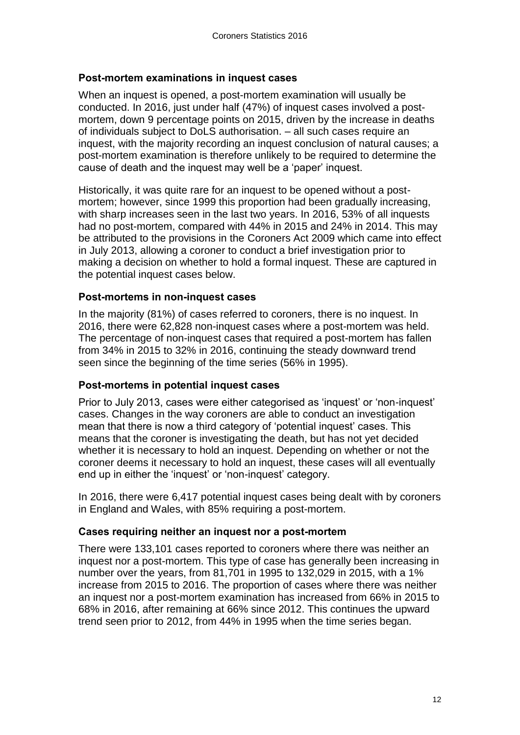### Post-mortem examinations in inquest cases

When an inquest is opened, a post-mortem examination will usually be conducted. In 2016, just under half (47%) of inquest cases involved a post-mortem, down 9 percentage points on 2015, driven by the increase in deaths of individuals subject to DoLS authorisation. – all such cases require an inquest, with the majority recording an inquest conclusion of natural causes; a post-mortem examination is therefore unlikely to be required to determine the cause of death and the inquest may well be a 'paper' inquest.

Historically, it was quite rare for an inquest to be opened without a post-mortem; however, since 1999 this proportion had been gradually increasing, with sharp increases seen in the last two years. In 2016, 53% of all inquests had no post-mortem, compared with 44% in 2015 and 24% in 2014. This may be attributed to the provisions in the Coroners Act 2009 which came into effect in July 2013, allowing a coroner to conduct a brief investigation prior to making a decision on whether to hold a formal inquest. These are captured in the potential inquest cases below.

### Post-mortems in non-inquest cases

In the majority (81%) of cases referred to coroners, there is no inquest. In 2016, there were 62,828 non-inquest cases where a post-mortem was held. The percentage of non-inquest cases that required a post-mortem has fallen from 34% in 2015 to 32% in 2016, continuing the steady downward trend seen since the beginning of the time series (56% in 1995).

### Post-mortems in potential inquest cases

Prior to July 2013, cases were either categorised as 'inquest' or 'non-inquest' cases. Changes in the way coroners are able to conduct an investigation mean that there is now a third category of 'potential inquest' cases. This means that the coroner is investigating the death, but has not yet decided whether it is necessary to hold an inquest. Depending on whether or not the coroner deems it necessary to hold an inquest, these cases will all eventually end up in either the 'inquest' or 'non-inquest' category.

In 2016, there were 6,417 potential inquest cases being dealt with by coroners in England and Wales, with 85% requiring a post-mortem.

### Cases requiring neither an inquest nor a post-mortem

There were 133,101 cases reported to coroners where there was neither an inquest nor a post-mortem. This type of case has generally been increasing in number over the years, from 81,701 in 1995 to 132,029 in 2015, with a 1% increase from 2015 to 2016. The proportion of cases where there was neither an inquest nor a post-mortem examination has increased from 66% in 2015 to 68% in 2016, after remaining at 66% since 2012. This continues the upward trend seen prior to 2012, from 44% in 1995 when the time series began.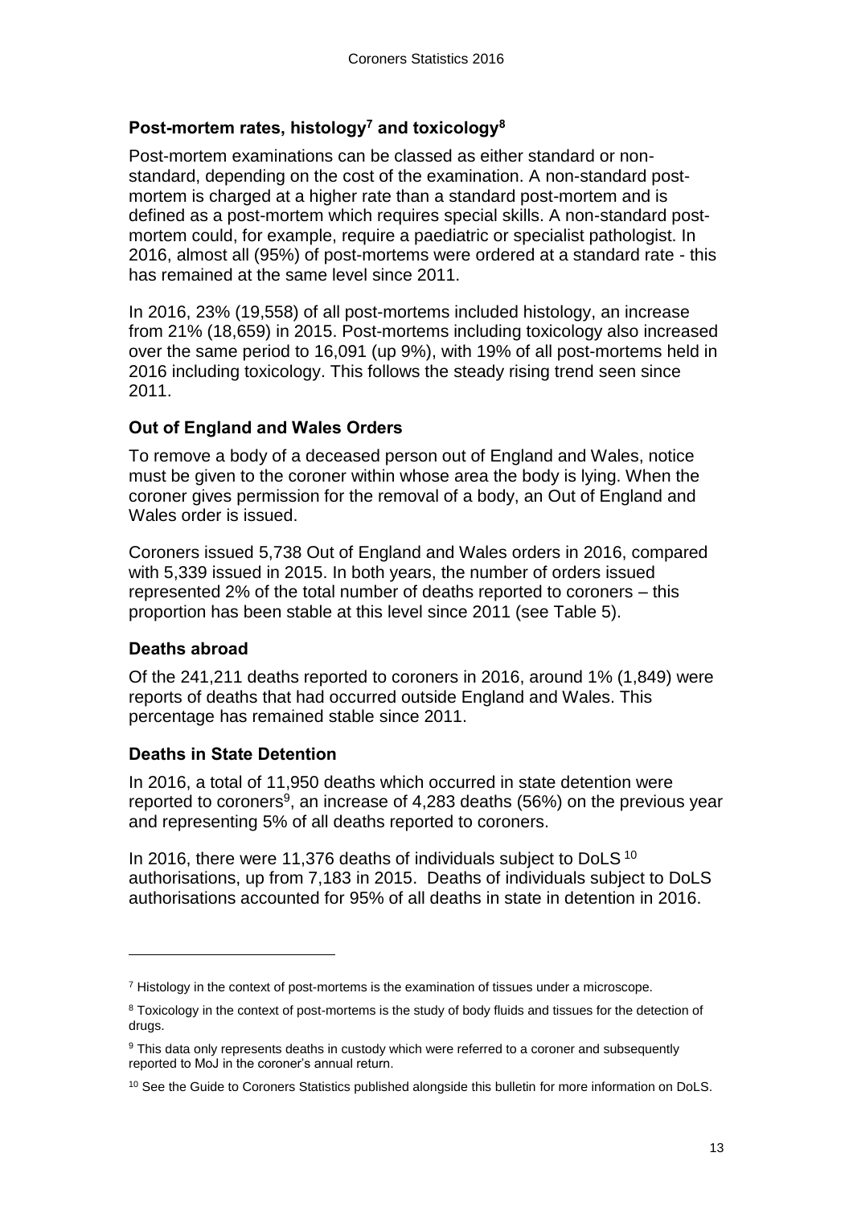## Post-mortem rates, histology[7] and toxicology[8]

Post-mortem examinations can be classed as either standard or non-standard, depending on the cost of the examination. A non-standard post-mortem is charged at a higher rate than a standard post-mortem and is defined as a post-mortem which requires special skills. A non-standard post-mortem could, for example, require a paediatric or specialist pathologist. In 2016, almost all (95%) of post-mortems were ordered at a standard rate - this has remained at the same level since 2011.

In 2016, 23% (19,558) of all post-mortems included histology, an increase from 21% (18,659) in 2015. Post-mortems including toxicology also increased over the same period to 16,091 (up 9%), with 19% of all post-mortems held in 2016 including toxicology. This follows the steady rising trend seen since 2011.

## Out of England and Wales Orders

To remove a body of a deceased person out of England and Wales, notice must be given to the coroner within whose area the body is lying. When the coroner gives permission for the removal of a body, an Out of England and Wales order is issued.

Coroners issued 5,738 Out of England and Wales orders in 2016, compared with 5,339 issued in 2015. In both years, the number of orders issued represented 2% of the total number of deaths reported to coroners – this proportion has been stable at this level since 2011 (see Table 5).

## Deaths abroad

Of the 241,211 deaths reported to coroners in 2016, around 1% (1,849) were reports of deaths that had occurred outside England and Wales. This percentage has remained stable since 2011.

## Deaths in State Detention

In 2016, a total of 11,950 deaths which occurred in state detention were reported to coroners[9], an increase of 4,283 deaths (56%) on the previous year and representing 5% of all deaths reported to coroners.

In 2016, there were 11,376 deaths of individuals subject to DoLS[10] authorisations, up from 7,183 in 2015. Deaths of individuals subject to DoLS authorisations accounted for 95% of all deaths in state in detention in 2016.

---

[7] Histology in the context of post-mortems is the examination of tissues under a microscope.

[8] Toxicology in the context of post-mortems is the study of body fluids and tissues for the detection of drugs.

[9] This data only represents deaths in custody which were referred to a coroner and subsequently reported to MoJ in the coroner's annual return.

[10] See the Guide to Coroners Statistics published alongside this bulletin for more information on DoLS.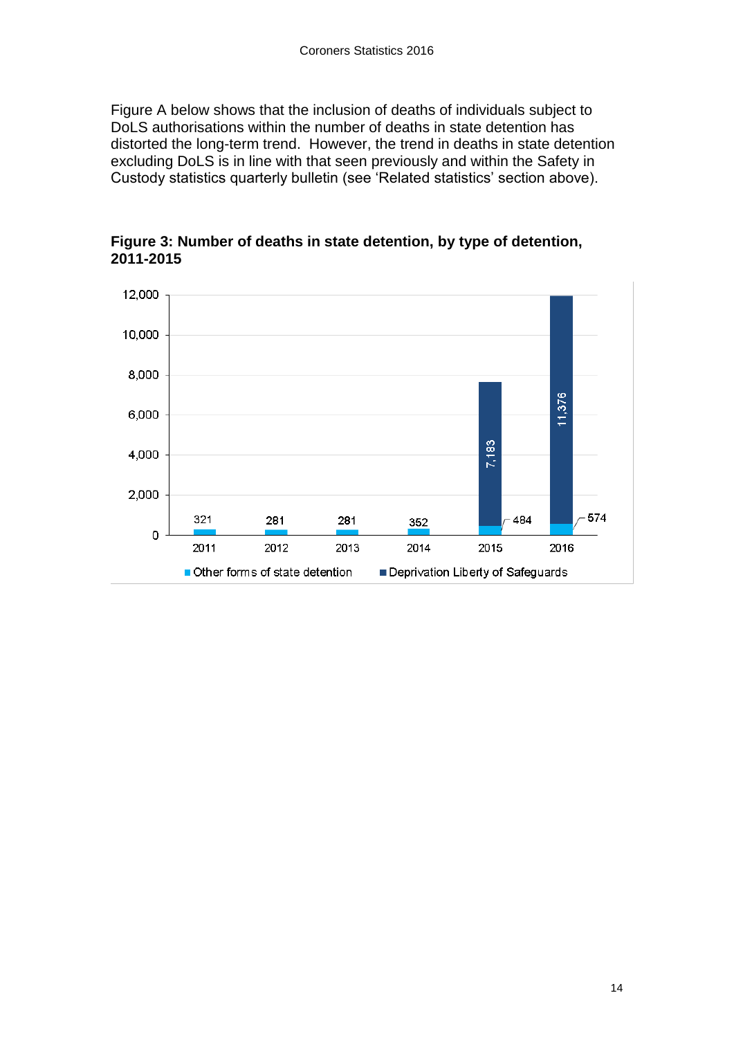Figure A below shows that the inclusion of deaths of individuals subject to DoLS authorisations within the number of deaths in state detention has distorted the long-term trend. However, the trend in deaths in state detention excluding DoLS is in line with that seen previously and within the Safety in Custody statistics quarterly bulletin (see 'Related statistics' section above).

**Figure 3: Number of deaths in state detention, by type of detention, 2011-2015**

| Year | Other forms of state detention | Deprivation Liberty of Safeguards |
|---|---|---|
| 2011 | 321 | |
| 2012 | 281 | |
| 2013 | 281 | |
| 2014 | 352 | |
| 2015 | 484 | 7,183 |
| 2016 | 574 | 11,376 |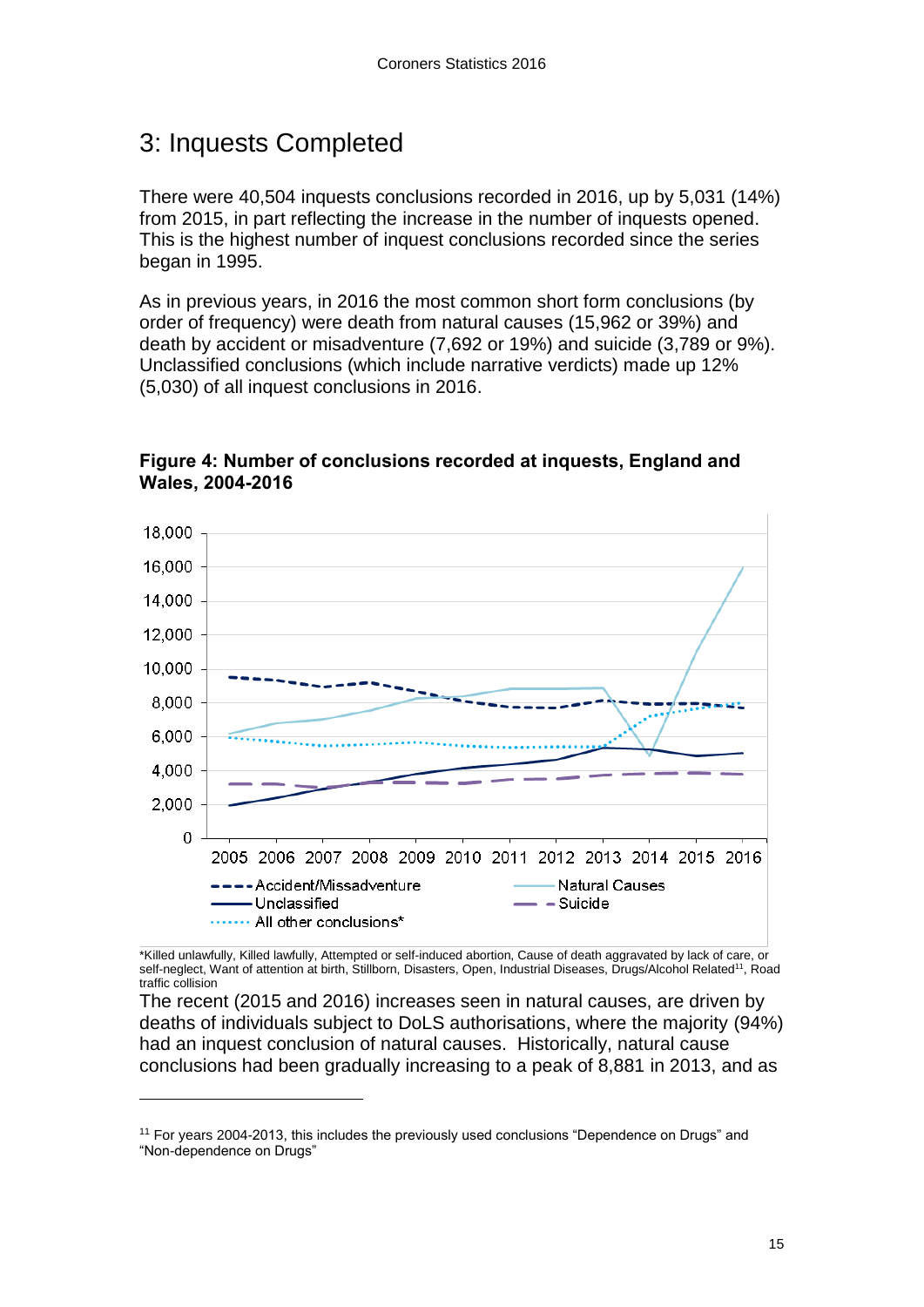# 3: Inquests Completed

There were 40,504 inquests conclusions recorded in 2016, up by 5,031 (14%) from 2015, in part reflecting the increase in the number of inquests opened. This is the highest number of inquest conclusions recorded since the series began in 1995.

As in previous years, in 2016 the most common short form conclusions (by order of frequency) were death from natural causes (15,962 or 39%) and death by accident or misadventure (7,692 or 19%) and suicide (3,789 or 9%). Unclassified conclusions (which include narrative verdicts) made up 12% (5,030) of all inquest conclusions in 2016.

**Figure 4: Number of conclusions recorded at inquests, England and Wales, 2004-2016**

*Killed unlawfully, Killed lawfully, Attempted or self-induced abortion, Cause of death aggravated by lack of care, or self-neglect, Want of attention at birth, Stillborn, Disasters, Open, Industrial Diseases, Drugs/Alcohol Related[11], Road traffic collision

The recent (2015 and 2016) increases seen in natural causes, are driven by deaths of individuals subject to DoLS authorisations, where the majority (94%) had an inquest conclusion of natural causes. Historically, natural cause conclusions had been gradually increasing to a peak of 8,881 in 2013, and as

---

[11] For years 2004-2013, this includes the previously used conclusions "Dependence on Drugs" and "Non-dependence on Drugs"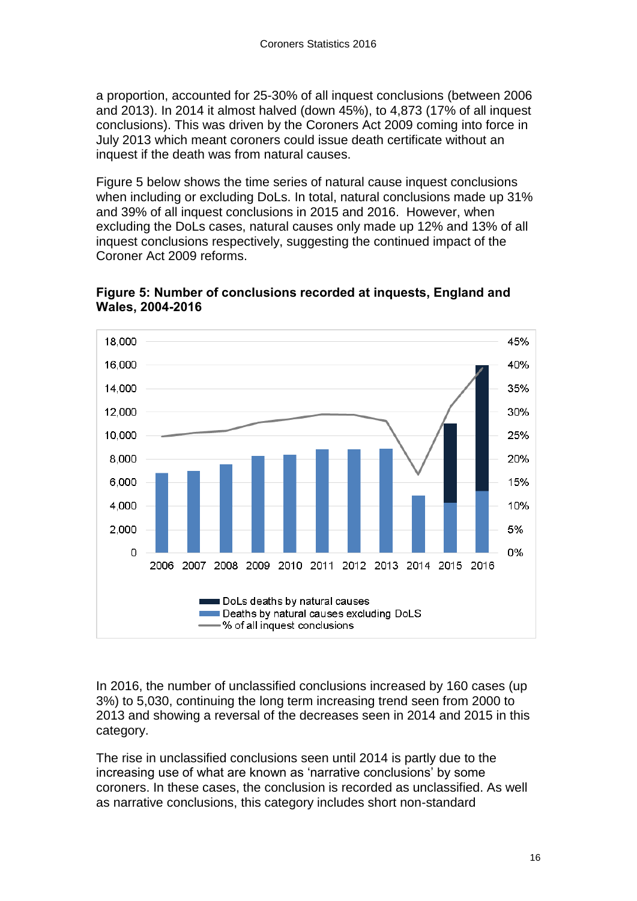a proportion, accounted for 25-30% of all inquest conclusions (between 2006 and 2013). In 2014 it almost halved (down 45%), to 4,873 (17% of all inquest conclusions). This was driven by the Coroners Act 2009 coming into force in July 2013 which meant coroners could issue death certificate without an inquest if the death was from natural causes.

Figure 5 below shows the time series of natural cause inquest conclusions when including or excluding DoLs. In total, natural conclusions made up 31% and 39% of all inquest conclusions in 2015 and 2016. However, when excluding the DoLs cases, natural causes only made up 12% and 13% of all inquest conclusions respectively, suggesting the continued impact of the Coroner Act 2009 reforms.

**Figure 5: Number of conclusions recorded at inquests, England and Wales, 2004-2016**

In 2016, the number of unclassified conclusions increased by 160 cases (up 3%) to 5,030, continuing the long term increasing trend seen from 2000 to 2013 and showing a reversal of the decreases seen in 2014 and 2015 in this category.

The rise in unclassified conclusions seen until 2014 is partly due to the increasing use of what are known as 'narrative conclusions' by some coroners. In these cases, the conclusion is recorded as unclassified. As well as narrative conclusions, this category includes short non-standard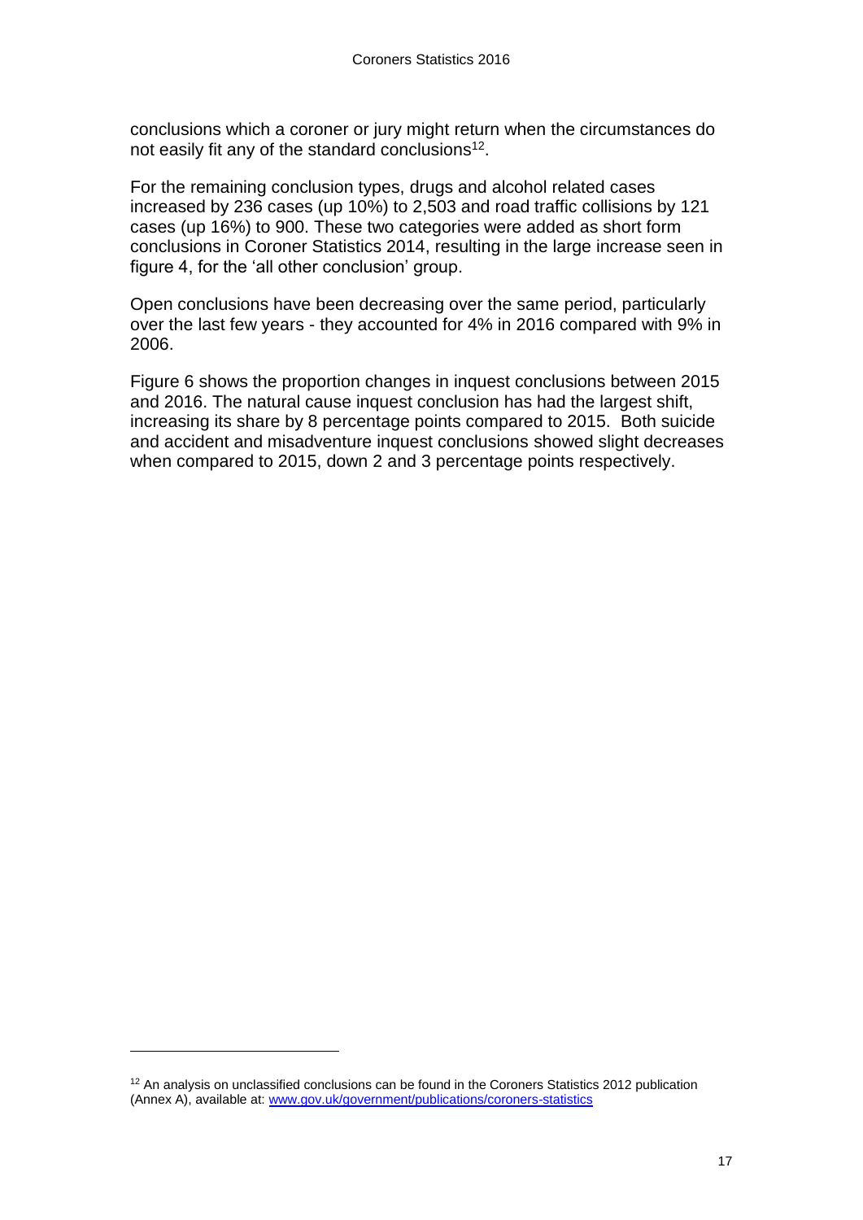conclusions which a coroner or jury might return when the circumstances do not easily fit any of the standard conclusions[12].

For the remaining conclusion types, drugs and alcohol related cases increased by 236 cases (up 10%) to 2,503 and road traffic collisions by 121 cases (up 16%) to 900. These two categories were added as short form conclusions in Coroner Statistics 2014, resulting in the large increase seen in figure 4, for the 'all other conclusion' group.

Open conclusions have been decreasing over the same period, particularly over the last few years - they accounted for 4% in 2016 compared with 9% in 2006.

Figure 6 shows the proportion changes in inquest conclusions between 2015 and 2016. The natural cause inquest conclusion has had the largest shift, increasing its share by 8 percentage points compared to 2015. Both suicide and accident and misadventure inquest conclusions showed slight decreases when compared to 2015, down 2 and 3 percentage points respectively.

[12] An analysis on unclassified conclusions can be found in the Coroners Statistics 2012 publication (Annex A), available at: www.gov.uk/government/publications/coroners-statistics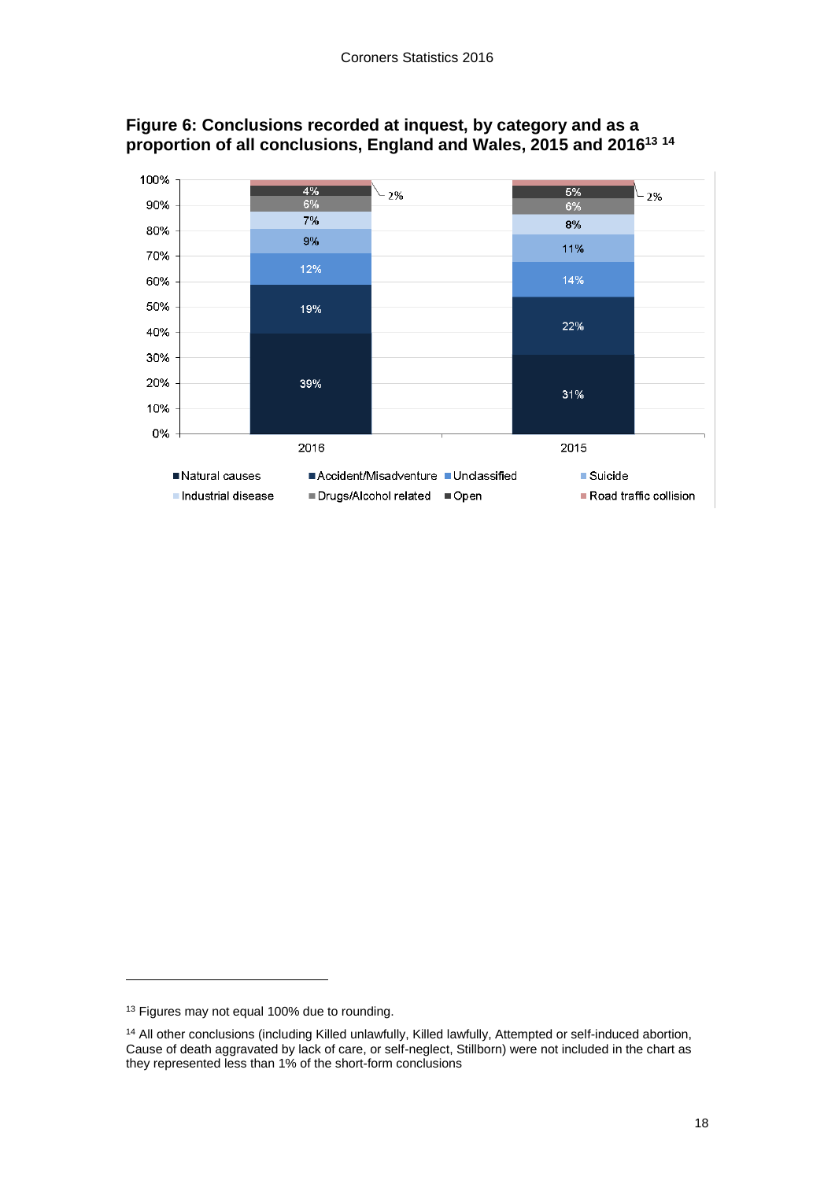**Figure 6: Conclusions recorded at inquest, by category and as a proportion of all conclusions, England and Wales, 2015 and 2016[13] [14]**

| Conclusion | 2016 | 2015 |
|---|---|---|
| Natural causes | 39% | 31% |
| Accident/Misadventure | 19% | 22% |
| Unclassified | 12% | 14% |
| Suicide | 9% | 11% |
| Industrial disease | 7% | 8% |
| Drugs/Alcohol related | 6% | 6% |
| Open | 4% | 5% |
| Road traffic collision | 2% | 2% |

---

[13] Figures may not equal 100% due to rounding.

[14] All other conclusions (including Killed unlawfully, Killed lawfully, Attempted or self-induced abortion, Cause of death aggravated by lack of care, or self-neglect, Stillborn) were not included in the chart as they represented less than 1% of the short-form conclusions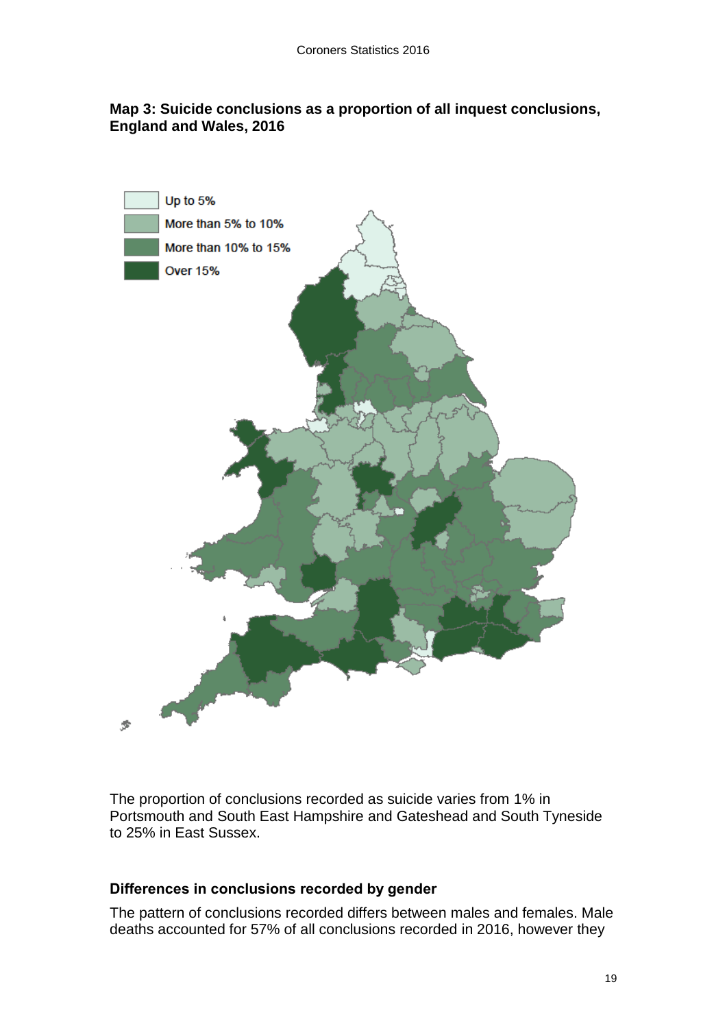**Map 3: Suicide conclusions as a proportion of all inquest conclusions, England and Wales, 2016**

- Up to 5%
- More than 5% to 10%
- More than 10% to 15%
- Over 15%

The proportion of conclusions recorded as suicide varies from 1% in Portsmouth and South East Hampshire and Gateshead and South Tyneside to 25% in East Sussex.

### Differences in conclusions recorded by gender

The pattern of conclusions recorded differs between males and females. Male deaths accounted for 57% of all conclusions recorded in 2016, however they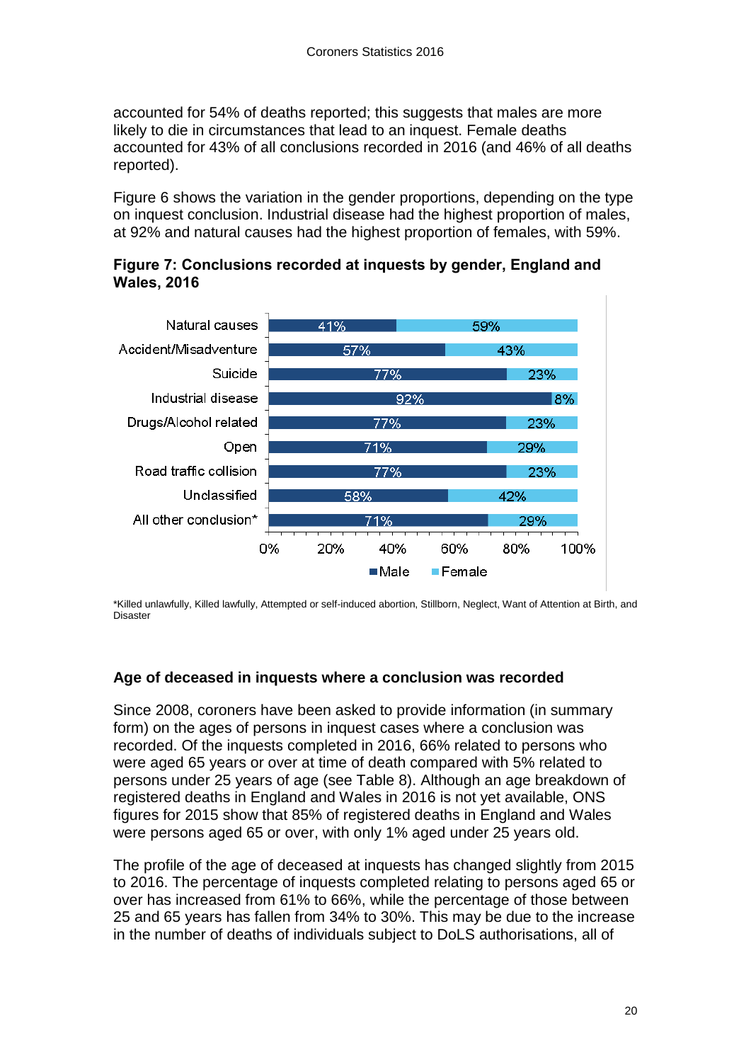accounted for 54% of deaths reported; this suggests that males are more likely to die in circumstances that lead to an inquest. Female deaths accounted for 43% of all conclusions recorded in 2016 (and 46% of all deaths reported).

Figure 6 shows the variation in the gender proportions, depending on the type on inquest conclusion. Industrial disease had the highest proportion of males, at 92% and natural causes had the highest proportion of females, with 59%.

**Figure 7: Conclusions recorded at inquests by gender, England and Wales, 2016**

| Conclusion | Male | Female |
|---|---|---|
| Natural causes | 41% | 59% |
| Accident/Misadventure | 57% | 43% |
| Suicide | 77% | 23% |
| Industrial disease | 92% | 8% |
| Drugs/Alcohol related | 77% | 23% |
| Open | 71% | 29% |
| Road traffic collision | 77% | 23% |
| Unclassified | 58% | 42% |
| All other conclusion* | 71% | 29% |

*Killed unlawfully, Killed lawfully, Attempted or self-induced abortion, Stillborn, Neglect, Want of Attention at Birth, and Disaster

### Age of deceased in inquests where a conclusion was recorded

Since 2008, coroners have been asked to provide information (in summary form) on the ages of persons in inquest cases where a conclusion was recorded. Of the inquests completed in 2016, 66% related to persons who were aged 65 years or over at time of death compared with 5% related to persons under 25 years of age (see Table 8). Although an age breakdown of registered deaths in England and Wales in 2016 is not yet available, ONS figures for 2015 show that 85% of registered deaths in England and Wales were persons aged 65 or over, with only 1% aged under 25 years old.

The profile of the age of deceased at inquests has changed slightly from 2015 to 2016. The percentage of inquests completed relating to persons aged 65 or over has increased from 61% to 66%, while the percentage of those between 25 and 65 years has fallen from 34% to 30%. This may be due to the increase in the number of deaths of individuals subject to DoLS authorisations, all of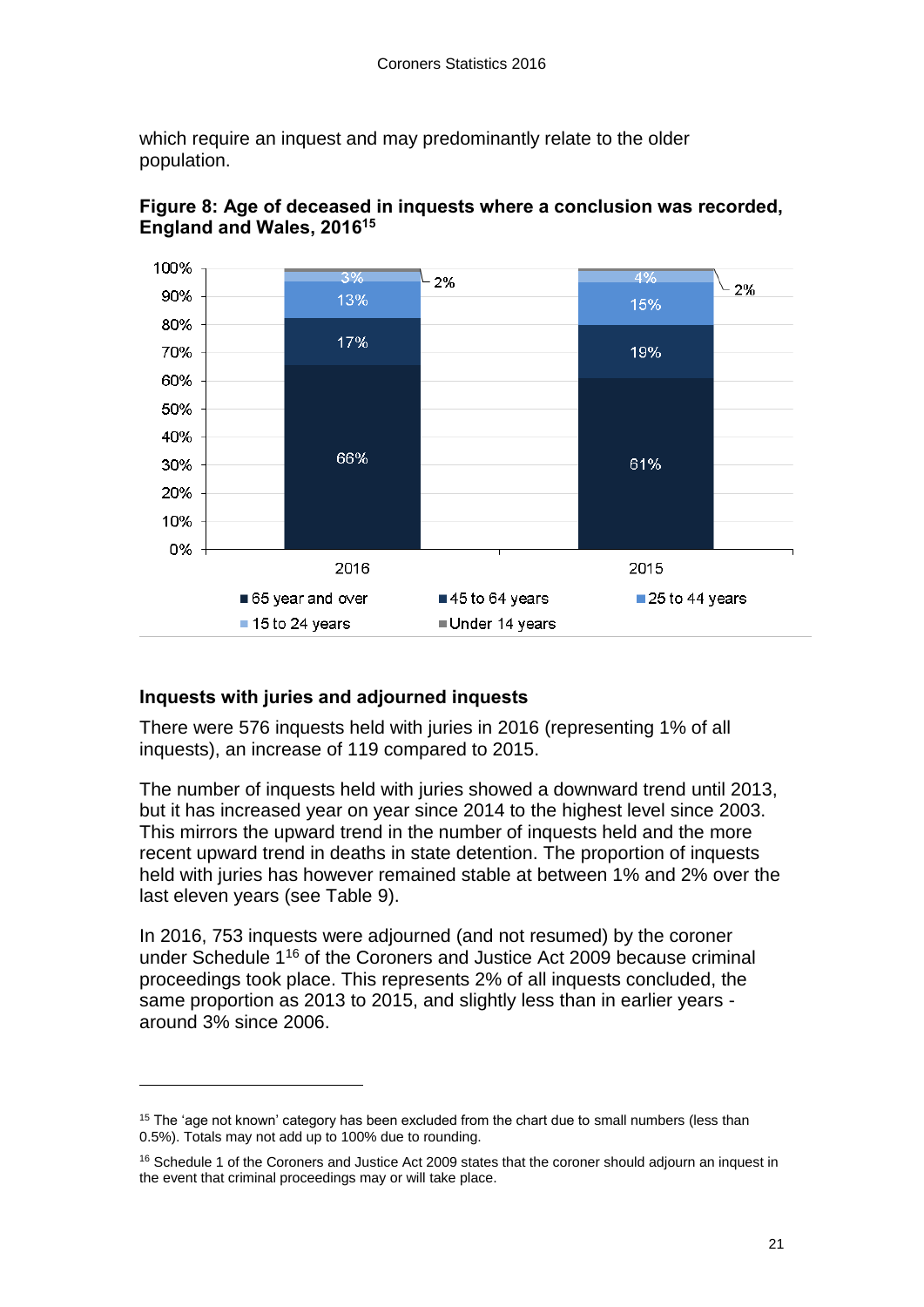which require an inquest and may predominantly relate to the older population.

**Figure 8: Age of deceased in inquests where a conclusion was recorded, England and Wales, 2016**[15]

| Age group | 2016 | 2015 |
|---|---|---|
| 65 year and over | 66% | 61% |
| 45 to 64 years | 17% | 19% |
| 25 to 44 years | 13% | 15% |
| 15 to 24 years | 3% | 4% |
| Under 14 years | 2% | 2% |

## Inquests with juries and adjourned inquests

There were 576 inquests held with juries in 2016 (representing 1% of all inquests), an increase of 119 compared to 2015.

The number of inquests held with juries showed a downward trend until 2013, but it has increased year on year since 2014 to the highest level since 2003. This mirrors the upward trend in the number of inquests held and the more recent upward trend in deaths in state detention. The proportion of inquests held with juries has however remained stable at between 1% and 2% over the last eleven years (see Table 9).

In 2016, 753 inquests were adjourned (and not resumed) by the coroner under Schedule 1[16] of the Coroners and Justice Act 2009 because criminal proceedings took place. This represents 2% of all inquests concluded, the same proportion as 2013 to 2015, and slightly less than in earlier years - around 3% since 2006.

---

[15] The 'age not known' category has been excluded from the chart due to small numbers (less than 0.5%). Totals may not add up to 100% due to rounding.

[16] Schedule 1 of the Coroners and Justice Act 2009 states that the coroner should adjourn an inquest in the event that criminal proceedings may or will take place.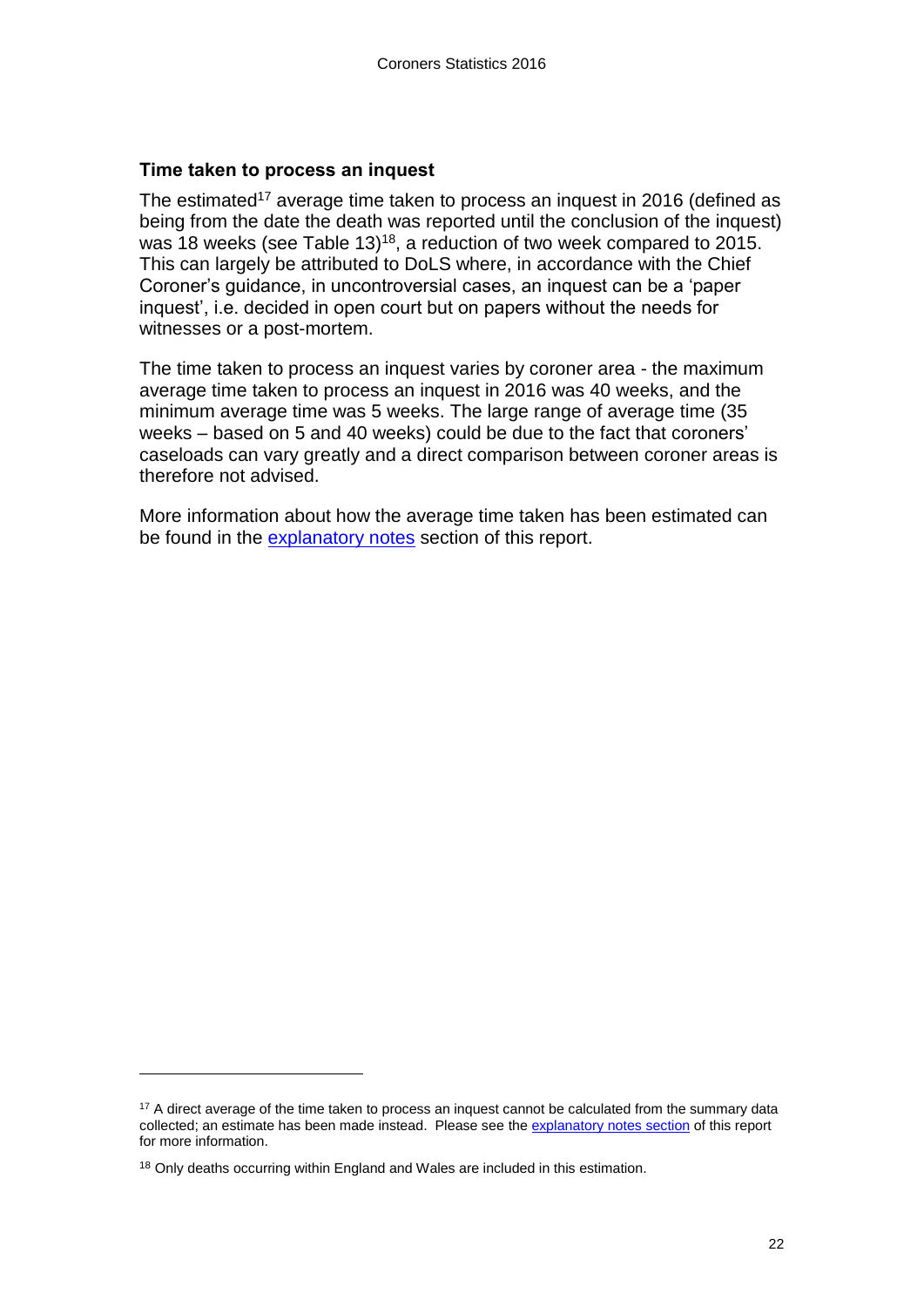### Time taken to process an inquest

The estimated[17] average time taken to process an inquest in 2016 (defined as being from the date the death was reported until the conclusion of the inquest) was 18 weeks (see Table 13)[18], a reduction of two week compared to 2015. This can largely be attributed to DoLS where, in accordance with the Chief Coroner's guidance, in uncontroversial cases, an inquest can be a 'paper inquest', i.e. decided in open court but on papers without the needs for witnesses or a post-mortem.

The time taken to process an inquest varies by coroner area - the maximum average time taken to process an inquest in 2016 was 40 weeks, and the minimum average time was 5 weeks. The large range of average time (35 weeks – based on 5 and 40 weeks) could be due to the fact that coroners' caseloads can vary greatly and a direct comparison between coroner areas is therefore not advised.

More information about how the average time taken has been estimated can be found in the explanatory notes section of this report.

---

[17] A direct average of the time taken to process an inquest cannot be calculated from the summary data collected; an estimate has been made instead. Please see the explanatory notes section of this report for more information.

[18] Only deaths occurring within England and Wales are included in this estimation.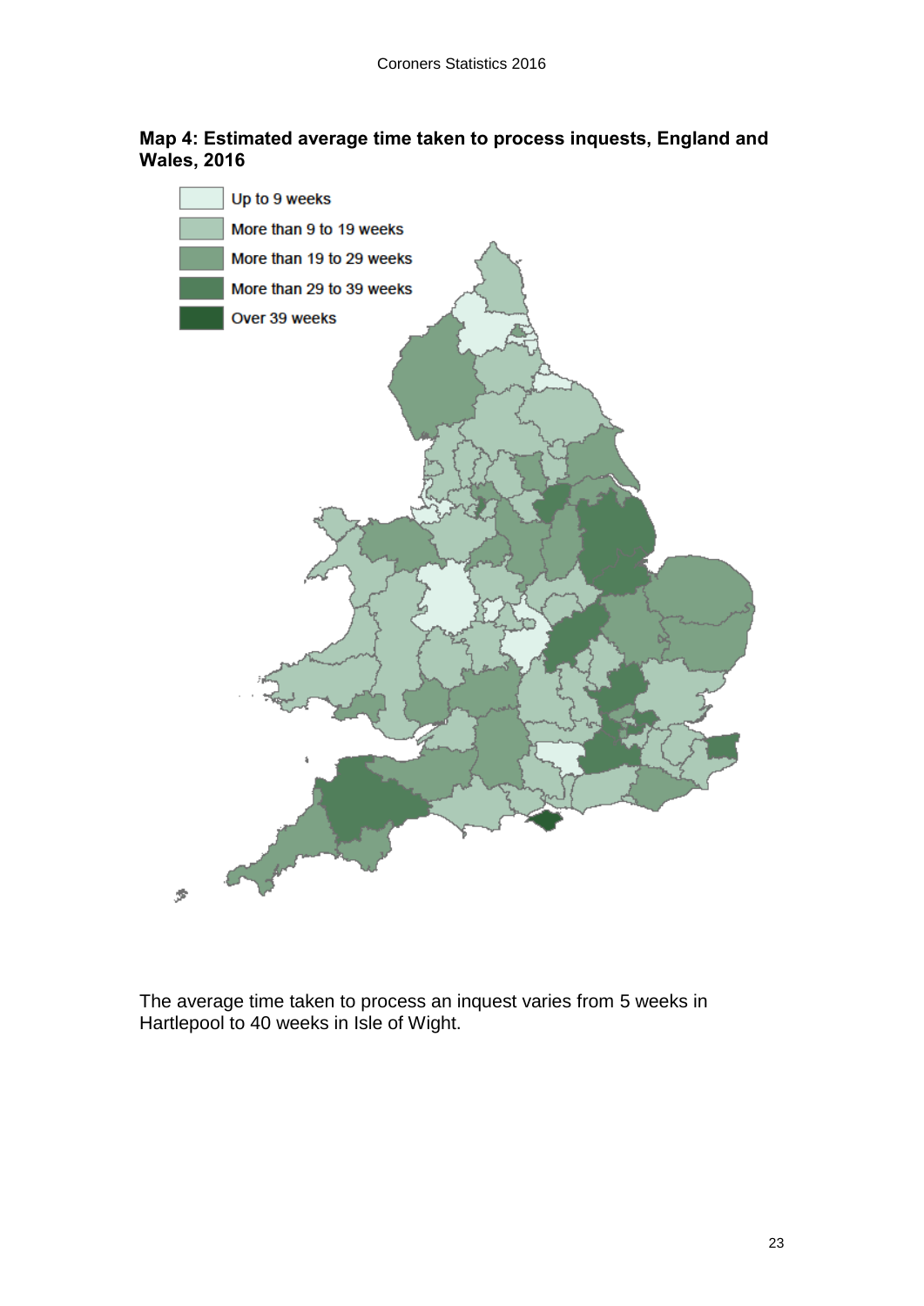**Map 4: Estimated average time taken to process inquests, England and Wales, 2016**

Up to 9 weeks

More than 9 to 19 weeks

More than 19 to 29 weeks

More than 29 to 39 weeks

Over 39 weeks

The average time taken to process an inquest varies from 5 weeks in Hartlepool to 40 weeks in Isle of Wight.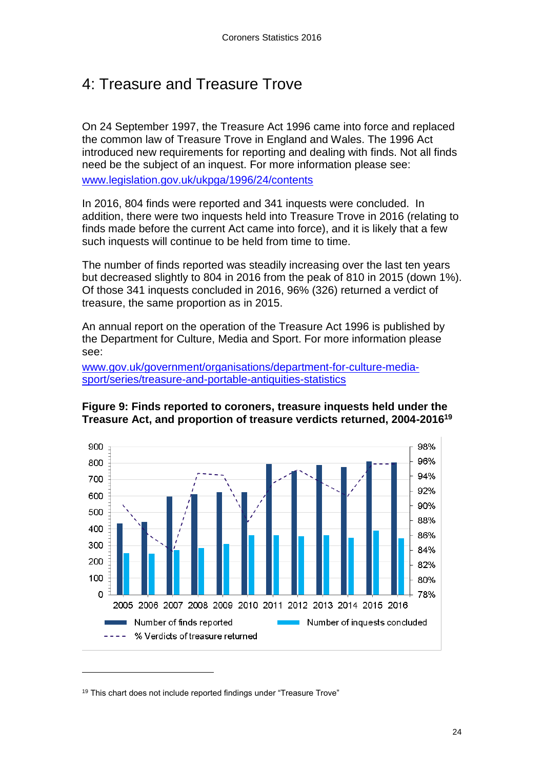# 4: Treasure and Treasure Trove

On 24 September 1997, the Treasure Act 1996 came into force and replaced the common law of Treasure Trove in England and Wales. The 1996 Act introduced new requirements for reporting and dealing with finds. Not all finds need be the subject of an inquest. For more information please see: [www.legislation.gov.uk/ukpga/1996/24/contents](http://www.legislation.gov.uk/ukpga/1996/24/contents)

In 2016, 804 finds were reported and 341 inquests were concluded. In addition, there were two inquests held into Treasure Trove in 2016 (relating to finds made before the current Act came into force), and it is likely that a few such inquests will continue to be held from time to time.

The number of finds reported was steadily increasing over the last ten years but decreased slightly to 804 in 2016 from the peak of 810 in 2015 (down 1%). Of those 341 inquests concluded in 2016, 96% (326) returned a verdict of treasure, the same proportion as in 2015.

An annual report on the operation of the Treasure Act 1996 is published by the Department for Culture, Media and Sport. For more information please see:

[www.gov.uk/government/organisations/department-for-culture-media-sport/series/treasure-and-portable-antiquities-statistics](http://www.gov.uk/government/organisations/department-for-culture-media-sport/series/treasure-and-portable-antiquities-statistics)

**Figure 9: Finds reported to coroners, treasure inquests held under the Treasure Act, and proportion of treasure verdicts returned, 2004-2016[19]**

---

[19] This chart does not include reported findings under "Treasure Trove"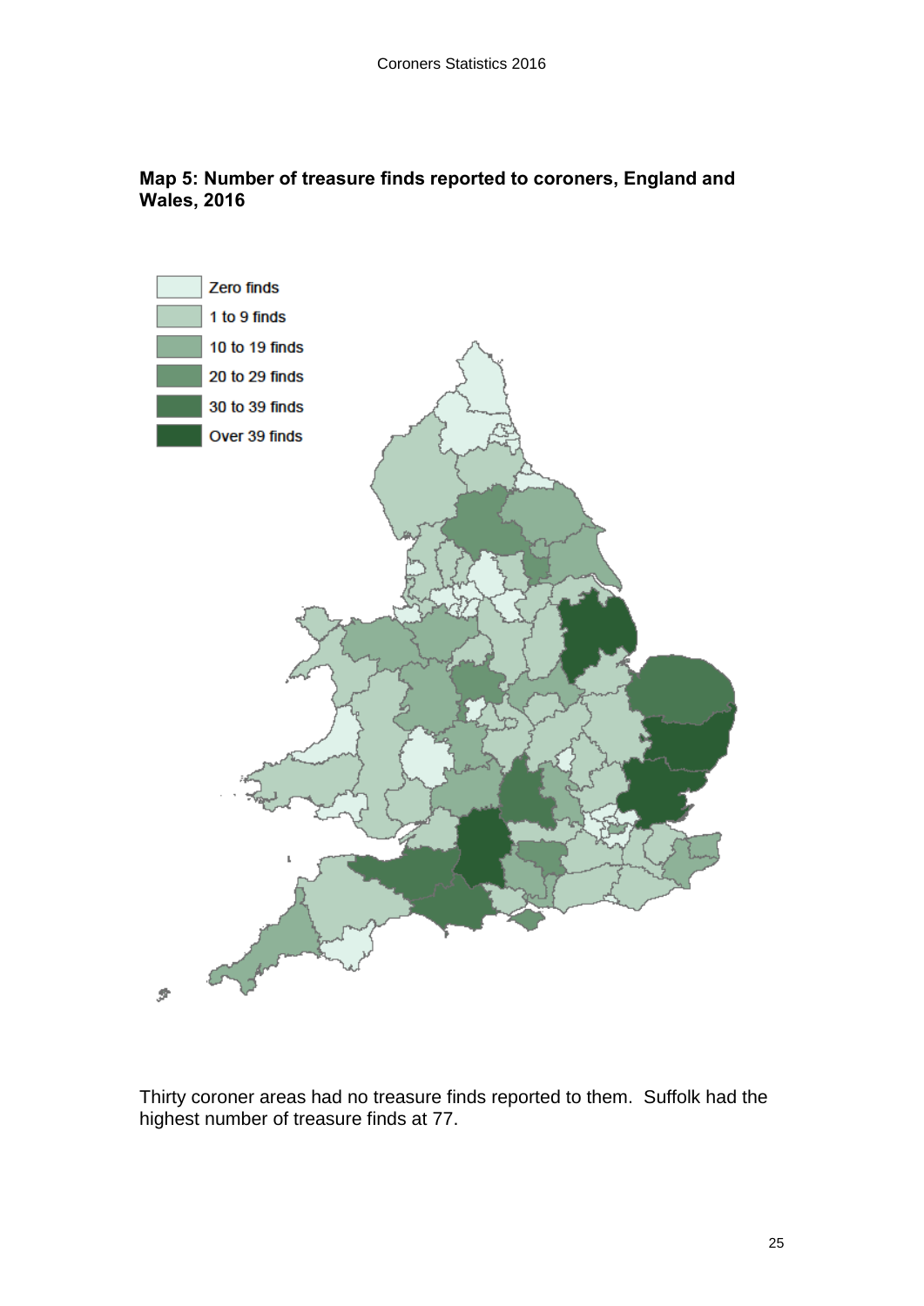**Map 5: Number of treasure finds reported to coroners, England and Wales, 2016**

Zero finds
1 to 9 finds
10 to 19 finds
20 to 29 finds
30 to 39 finds
Over 39 finds

Thirty coroner areas had no treasure finds reported to them. Suffolk had the highest number of treasure finds at 77.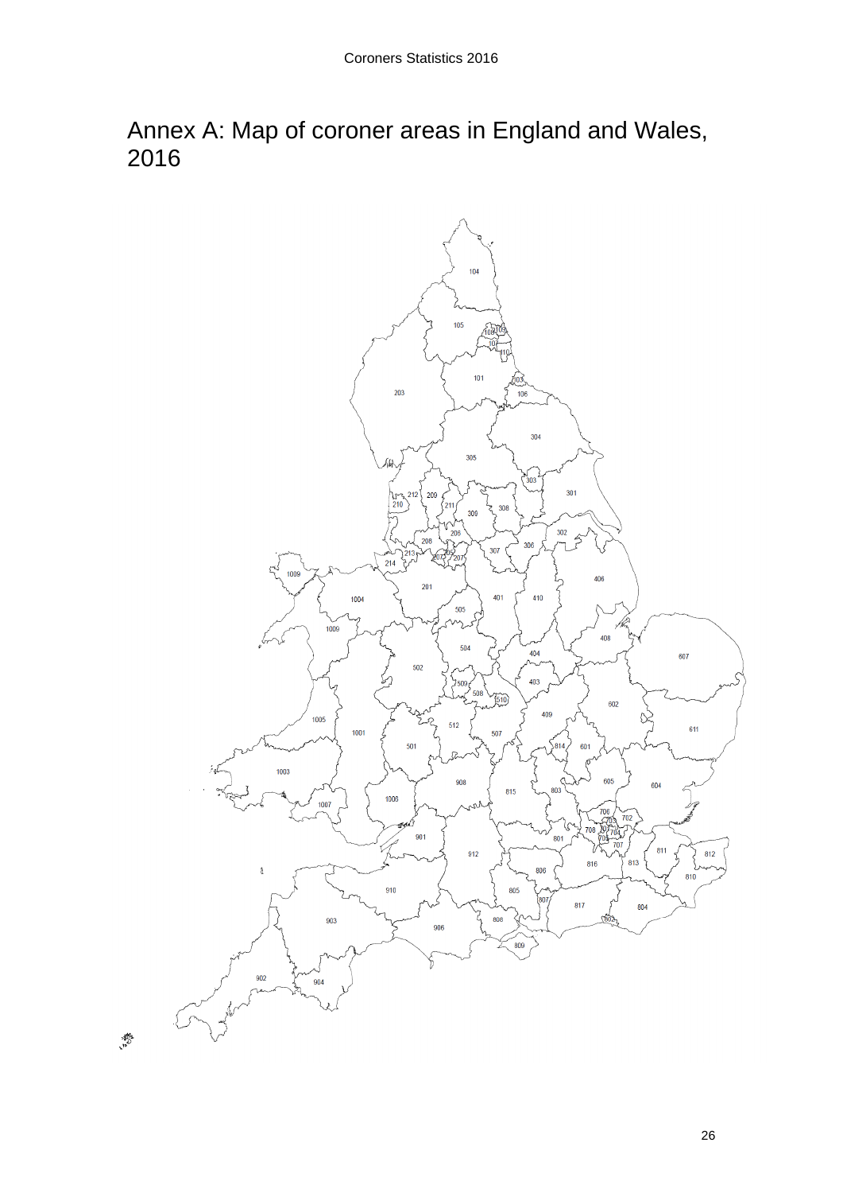# Annex A: Map of coroner areas in England and Wales, 2016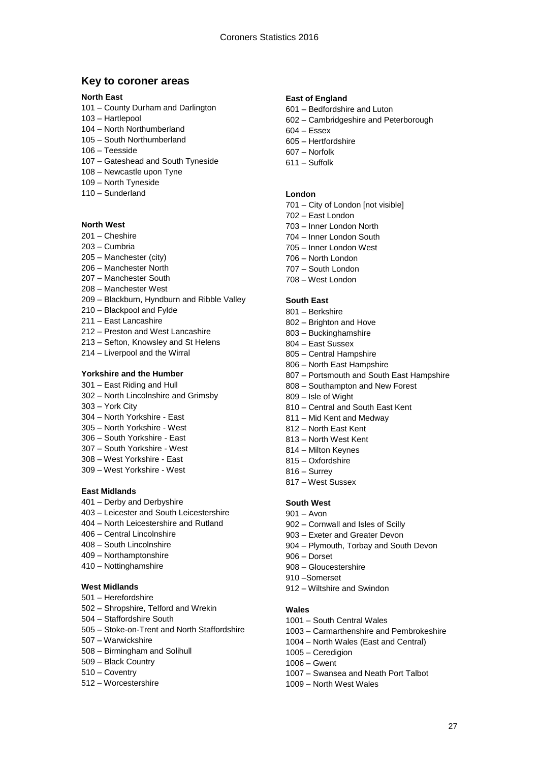## Key to coroner areas

**North East**

101 – County Durham and Darlington
103 – Hartlepool
104 – North Northumberland
105 – South Northumberland
106 – Teesside
107 – Gateshead and South Tyneside
108 – Newcastle upon Tyne
109 – North Tyneside
110 – Sunderland

**North West**

201 – Cheshire
203 – Cumbria
205 – Manchester (city)
206 – Manchester North
207 – Manchester South
208 – Manchester West
209 – Blackburn, Hyndburn and Ribble Valley
210 – Blackpool and Fylde
211 – East Lancashire
212 – Preston and West Lancashire
213 – Sefton, Knowsley and St Helens
214 – Liverpool and the Wirral

**Yorkshire and the Humber**

301 – East Riding and Hull
302 – North Lincolnshire and Grimsby
303 – York City
304 – North Yorkshire - East
305 – North Yorkshire - West
306 – South Yorkshire - East
307 – South Yorkshire - West
308 – West Yorkshire - East
309 – West Yorkshire - West

**East Midlands**

401 – Derby and Derbyshire
403 – Leicester and South Leicestershire
404 – North Leicestershire and Rutland
406 – Central Lincolnshire
408 – South Lincolnshire
409 – Northamptonshire
410 – Nottinghamshire

**West Midlands**

501 – Herefordshire
502 – Shropshire, Telford and Wrekin
504 – Staffordshire South
505 – Stoke-on-Trent and North Staffordshire
507 – Warwickshire
508 – Birmingham and Solihull
509 – Black Country
510 – Coventry
512 – Worcestershire

**East of England**

601 – Bedfordshire and Luton
602 – Cambridgeshire and Peterborough
604 – Essex
605 – Hertfordshire
607 – Norfolk
611 – Suffolk

**London**

701 – City of London [not visible]
702 – East London
703 – Inner London North
704 – Inner London South
705 – Inner London West
706 – North London
707 – South London
708 – West London

**South East**

801 – Berkshire
802 – Brighton and Hove
803 – Buckinghamshire
804 – East Sussex
805 – Central Hampshire
806 – North East Hampshire
807 – Portsmouth and South East Hampshire
808 – Southampton and New Forest
809 – Isle of Wight
810 – Central and South East Kent
811 – Mid Kent and Medway
812 – North East Kent
813 – North West Kent
814 – Milton Keynes
815 – Oxfordshire
816 – Surrey
817 – West Sussex

**South West**

901 – Avon
902 – Cornwall and Isles of Scilly
903 – Exeter and Greater Devon
904 – Plymouth, Torbay and South Devon
906 – Dorset
908 – Gloucestershire
910 –Somerset
912 – Wiltshire and Swindon

**Wales**

1001 – South Central Wales
1003 – Carmarthenshire and Pembrokeshire
1004 – North Wales (East and Central)
1005 – Ceredigion
1006 – Gwent
1007 – Swansea and Neath Port Talbot
1009 – North West Wales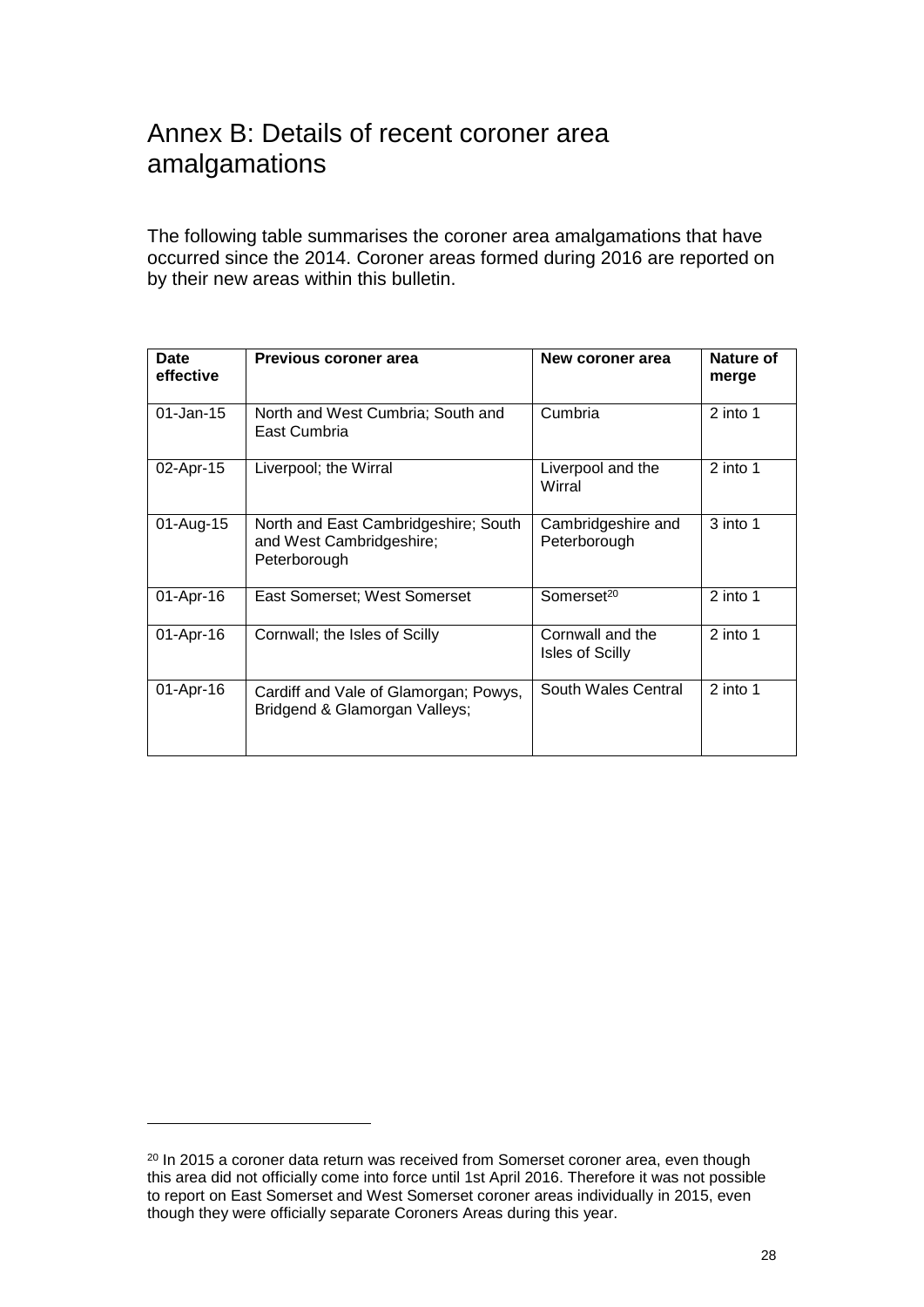# Annex B: Details of recent coroner area amalgamations

The following table summarises the coroner area amalgamations that have occurred since the 2014. Coroner areas formed during 2016 are reported on by their new areas within this bulletin.

| Date effective | Previous coroner area | New coroner area | Nature of merge |
|---|---|---|---|
| 01-Jan-15 | North and West Cumbria; South and East Cumbria | Cumbria | 2 into 1 |
| 02-Apr-15 | Liverpool; the Wirral | Liverpool and the Wirral | 2 into 1 |
| 01-Aug-15 | North and East Cambridgeshire; South and West Cambridgeshire; Peterborough | Cambridgeshire and Peterborough | 3 into 1 |
| 01-Apr-16 | East Somerset; West Somerset | Somerset[20] | 2 into 1 |
| 01-Apr-16 | Cornwall; the Isles of Scilly | Cornwall and the Isles of Scilly | 2 into 1 |
| 01-Apr-16 | Cardiff and Vale of Glamorgan; Powys, Bridgend & Glamorgan Valleys; | South Wales Central | 2 into 1 |

[20] In 2015 a coroner data return was received from Somerset coroner area, even though this area did not officially come into force until 1st April 2016. Therefore it was not possible to report on East Somerset and West Somerset coroner areas individually in 2015, even though they were officially separate Coroners Areas during this year.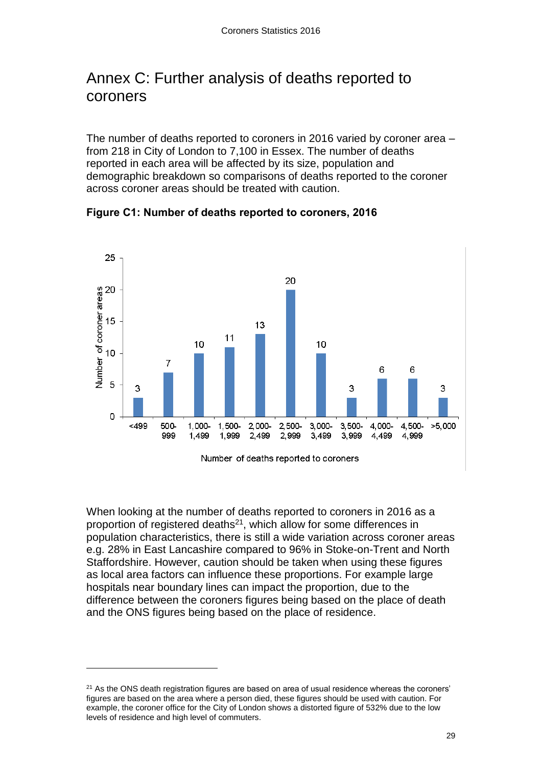# Annex C: Further analysis of deaths reported to coroners

The number of deaths reported to coroners in 2016 varied by coroner area – from 218 in City of London to 7,100 in Essex. The number of deaths reported in each area will be affected by its size, population and demographic breakdown so comparisons of deaths reported to the coroner across coroner areas should be treated with caution.

**Figure C1: Number of deaths reported to coroners, 2016**

| Number of deaths reported to coroners | Number of coroner areas |
|---|---|
| <499 | 3 |
| 500-999 | 7 |
| 1,000-1,499 | 10 |
| 1,500-1,999 | 11 |
| 2,000-2,499 | 13 |
| 2,500-2,999 | 20 |
| 3,000-3,499 | 10 |
| 3,500-3,999 | 3 |
| 4,000-4,499 | 6 |
| 4,500-4,999 | 6 |
| >5,000 | 3 |

When looking at the number of deaths reported to coroners in 2016 as a proportion of registered deaths[21], which allow for some differences in population characteristics, there is still a wide variation across coroner areas e.g. 28% in East Lancashire compared to 96% in Stoke-on-Trent and North Staffordshire. However, caution should be taken when using these figures as local area factors can influence these proportions. For example large hospitals near boundary lines can impact the proportion, due to the difference between the coroners figures being based on the place of death and the ONS figures being based on the place of residence.

---

[21] As the ONS death registration figures are based on area of usual residence whereas the coroners' figures are based on the area where a person died, these figures should be used with caution. For example, the coroner office for the City of London shows a distorted figure of 532% due to the low levels of residence and high level of commuters.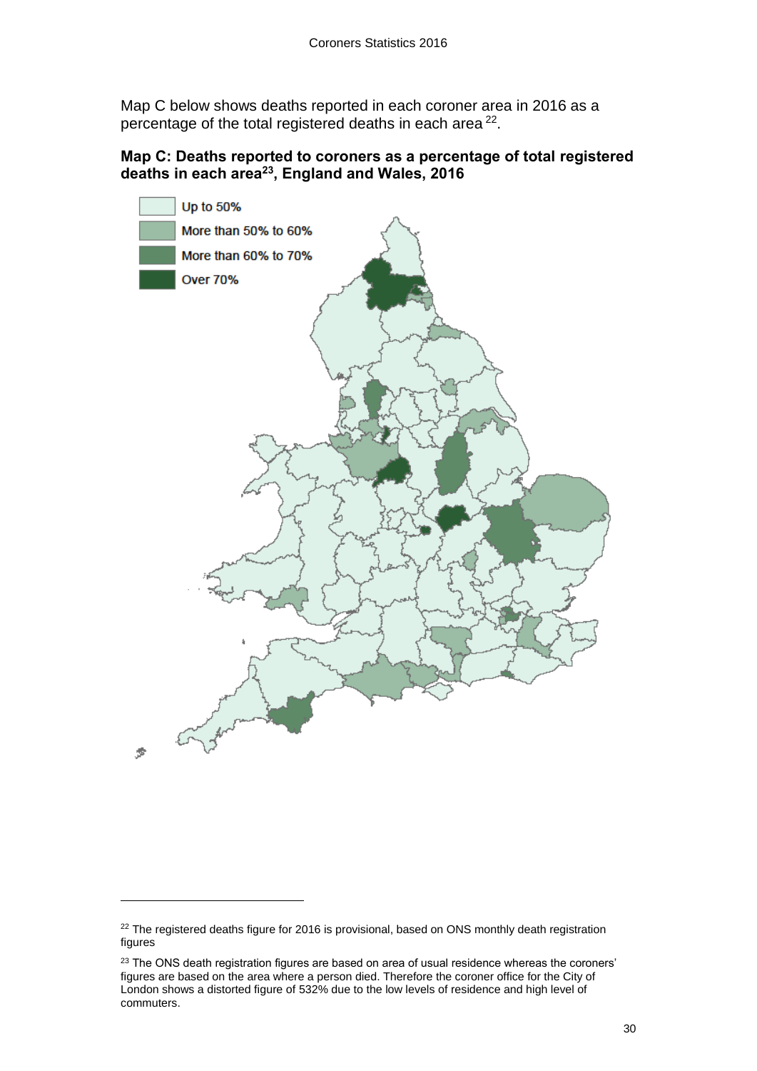Map C below shows deaths reported in each coroner area in 2016 as a percentage of the total registered deaths in each area [22].

**Map C: Deaths reported to coroners as a percentage of total registered deaths in each area[23], England and Wales, 2016**

Up to 50%

More than 50% to 60%

More than 60% to 70%

Over 70%

---

[22] The registered deaths figure for 2016 is provisional, based on ONS monthly death registration figures

[23] The ONS death registration figures are based on area of usual residence whereas the coroners' figures are based on the area where a person died. Therefore the coroner office for the City of London shows a distorted figure of 532% due to the low levels of residence and high level of commuters.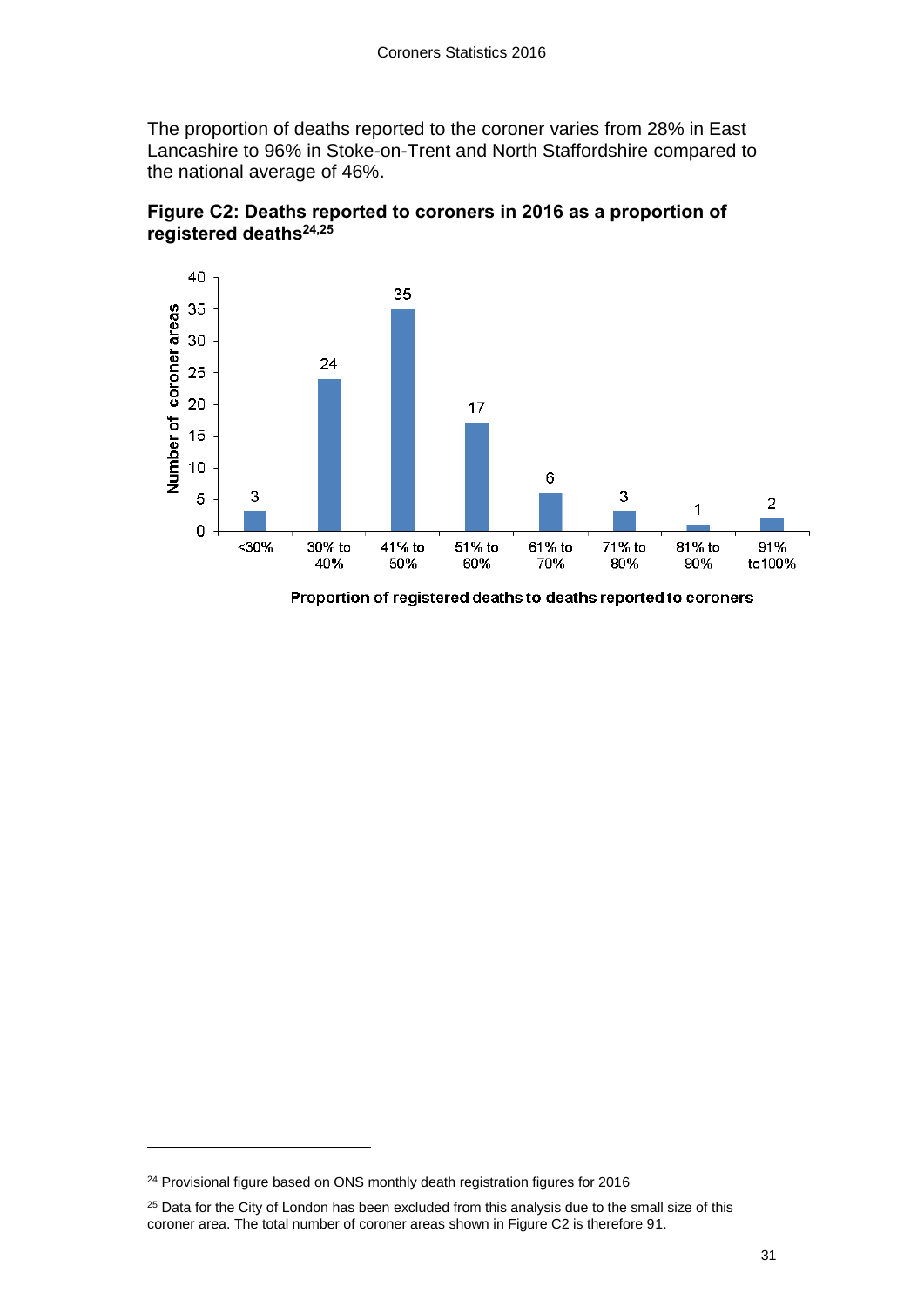The proportion of deaths reported to the coroner varies from 28% in East Lancashire to 96% in Stoke-on-Trent and North Staffordshire compared to the national average of 46%.

**Figure C2: Deaths reported to coroners in 2016 as a proportion of registered deaths[24,25]**

| Proportion of registered deaths to deaths reported to coroners | Number of coroner areas |
| --- | --- |
| <30% | 3 |
| 30% to 40% | 24 |
| 41% to 50% | 35 |
| 51% to 60% | 17 |
| 61% to 70% | 6 |
| 71% to 80% | 3 |
| 81% to 90% | 1 |
| 91% to100% | 2 |

---

[24] Provisional figure based on ONS monthly death registration figures for 2016

[25] Data for the City of London has been excluded from this analysis due to the small size of this coroner area. The total number of coroner areas shown in Figure C2 is therefore 91.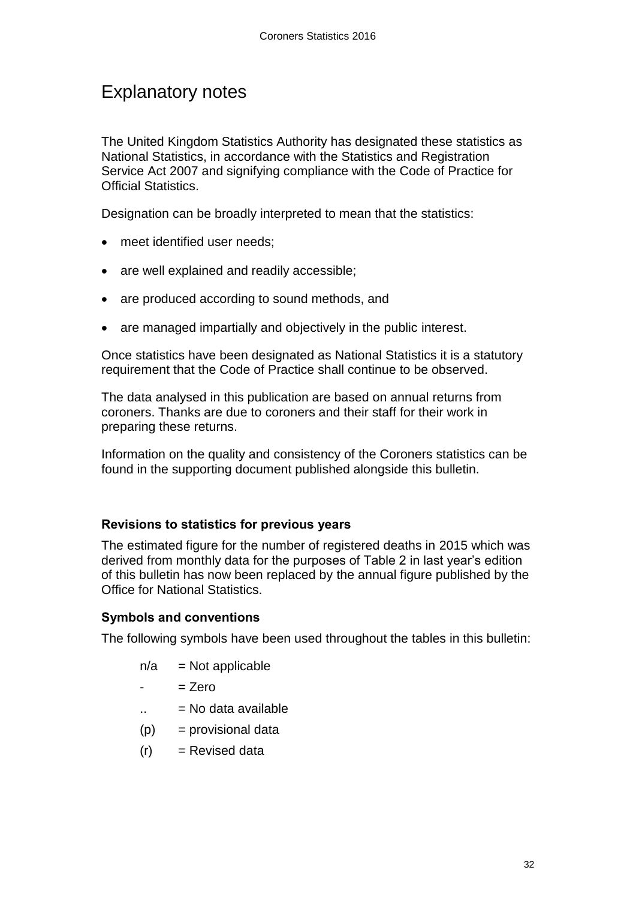# Explanatory notes

The United Kingdom Statistics Authority has designated these statistics as National Statistics, in accordance with the Statistics and Registration Service Act 2007 and signifying compliance with the Code of Practice for Official Statistics.

Designation can be broadly interpreted to mean that the statistics:

- meet identified user needs;
- are well explained and readily accessible;
- are produced according to sound methods, and
- are managed impartially and objectively in the public interest.

Once statistics have been designated as National Statistics it is a statutory requirement that the Code of Practice shall continue to be observed.

The data analysed in this publication are based on annual returns from coroners. Thanks are due to coroners and their staff for their work in preparing these returns.

Information on the quality and consistency of the Coroners statistics can be found in the supporting document published alongside this bulletin.

### Revisions to statistics for previous years

The estimated figure for the number of registered deaths in 2015 which was derived from monthly data for the purposes of Table 2 in last year's edition of this bulletin has now been replaced by the annual figure published by the Office for National Statistics.

### Symbols and conventions

The following symbols have been used throughout the tables in this bulletin:

n/a = Not applicable

- = Zero

.. = No data available

(p) = provisional data

(r) = Revised data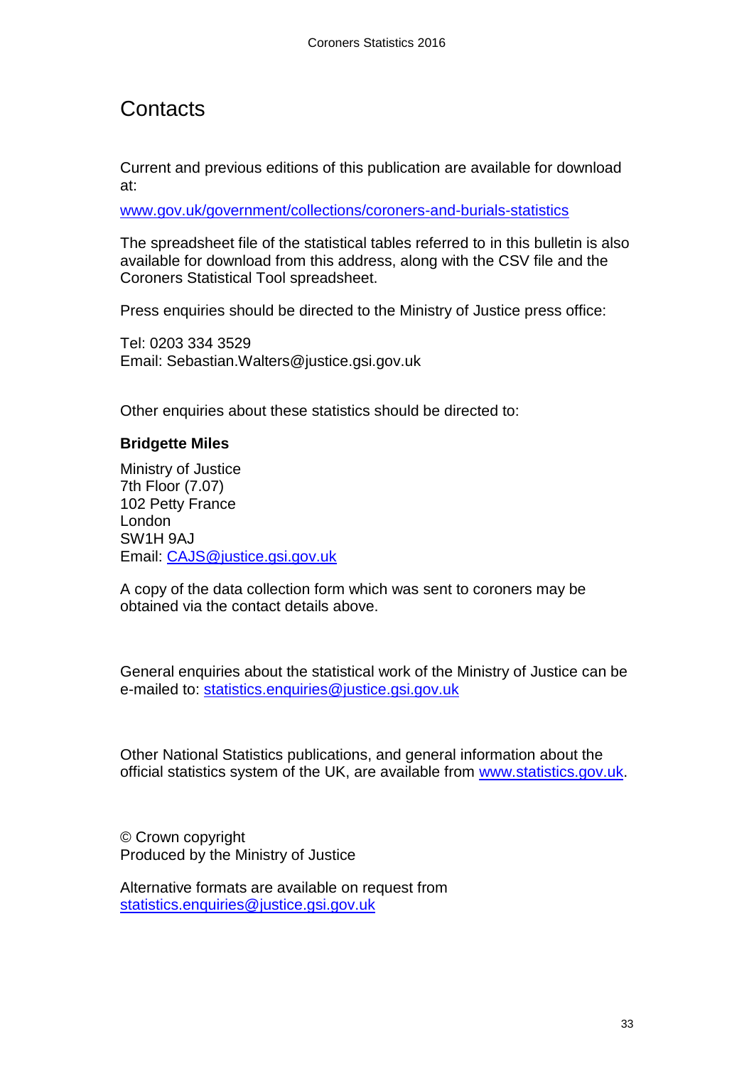# Contacts

Current and previous editions of this publication are available for download at:

www.gov.uk/government/collections/coroners-and-burials-statistics

The spreadsheet file of the statistical tables referred to in this bulletin is also available for download from this address, along with the CSV file and the Coroners Statistical Tool spreadsheet.

Press enquiries should be directed to the Ministry of Justice press office:

Tel: 0203 334 3529
Email: Sebastian.Walters@justice.gsi.gov.uk

Other enquiries about these statistics should be directed to:

**Bridgette Miles**

Ministry of Justice
7th Floor (7.07)
102 Petty France
London
SW1H 9AJ
Email: CAJS@justice.gsi.gov.uk

A copy of the data collection form which was sent to coroners may be obtained via the contact details above.

General enquiries about the statistical work of the Ministry of Justice can be e-mailed to: statistics.enquiries@justice.gsi.gov.uk

Other National Statistics publications, and general information about the official statistics system of the UK, are available from www.statistics.gov.uk.

© Crown copyright
Produced by the Ministry of Justice

Alternative formats are available on request from
statistics.enquiries@justice.gsi.gov.uk